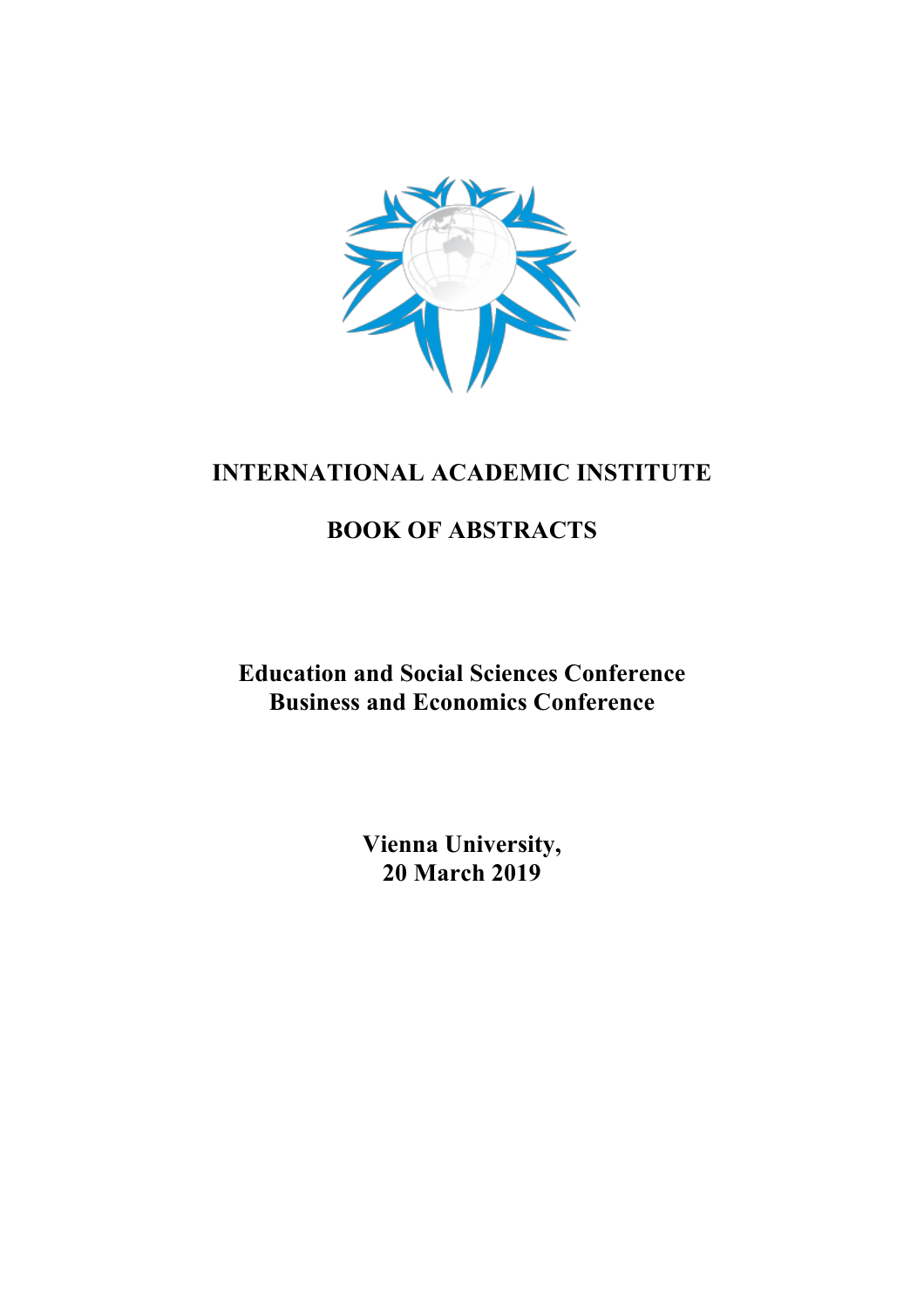# INTERNATIONAL ACADEMIC INSTITUTE

# BOOK OF ABSTRACTS

**Education and Social Sciences Conference**
**Business and Economics Conference**

**Vienna University,**
**20 March 2019**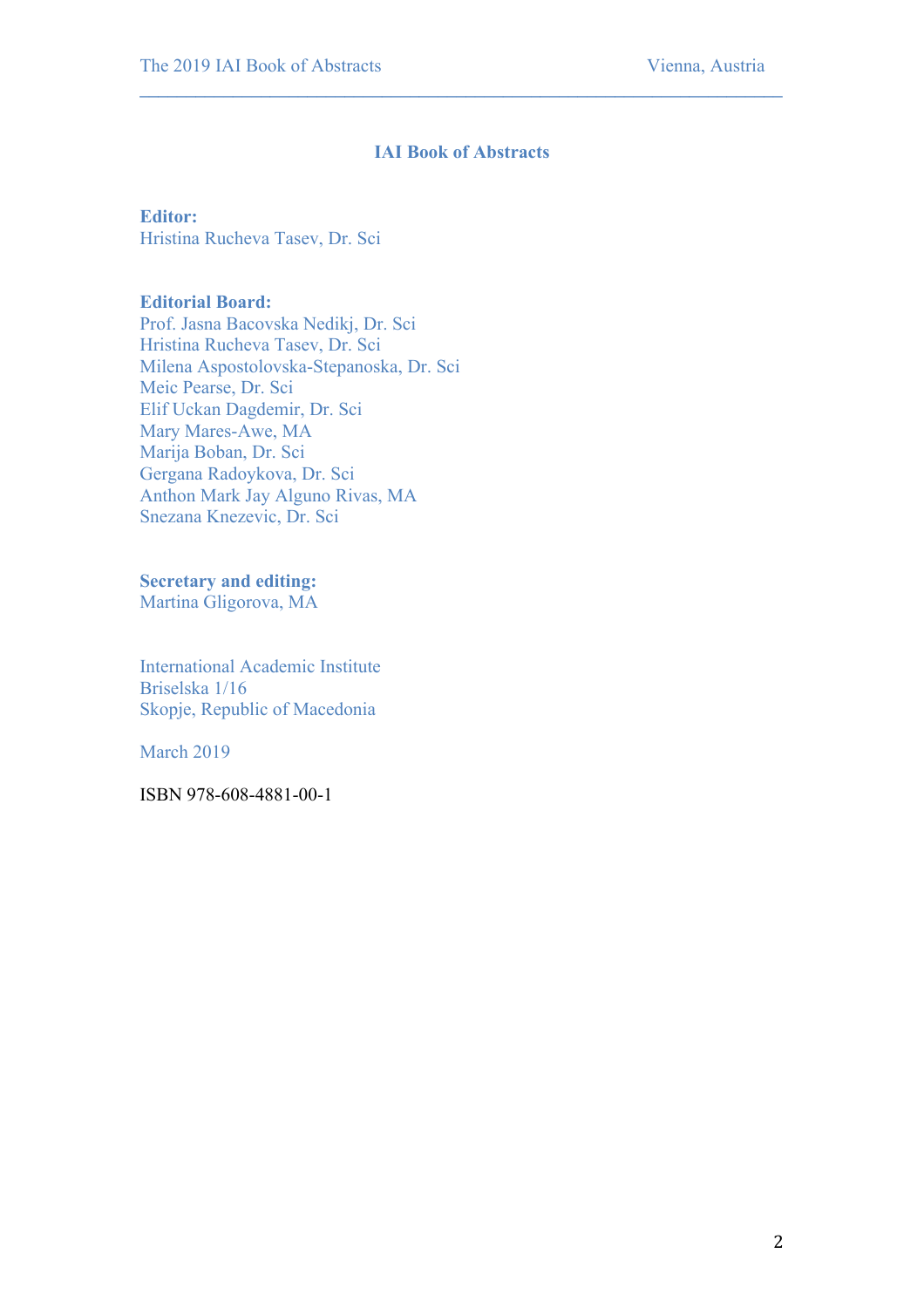# IAI Book of Abstracts

**Editor:**
Hristina Rucheva Tasev, Dr. Sci

**Editorial Board:**
Prof. Jasna Bacovska Nedikj, Dr. Sci
Hristina Rucheva Tasev, Dr. Sci
Milena Aspostolovska-Stepanoska, Dr. Sci
Meic Pearse, Dr. Sci
Elif Uckan Dagdemir, Dr. Sci
Mary Mares-Awe, MA
Marija Boban, Dr. Sci
Gergana Radoykova, Dr. Sci
Anthon Mark Jay Alguno Rivas, MA
Snezana Knezevic, Dr. Sci

**Secretary and editing:**
Martina Gligorova, MA

International Academic Institute
Briselska 1/16
Skopje, Republic of Macedonia

March 2019

ISBN 978-608-4881-00-1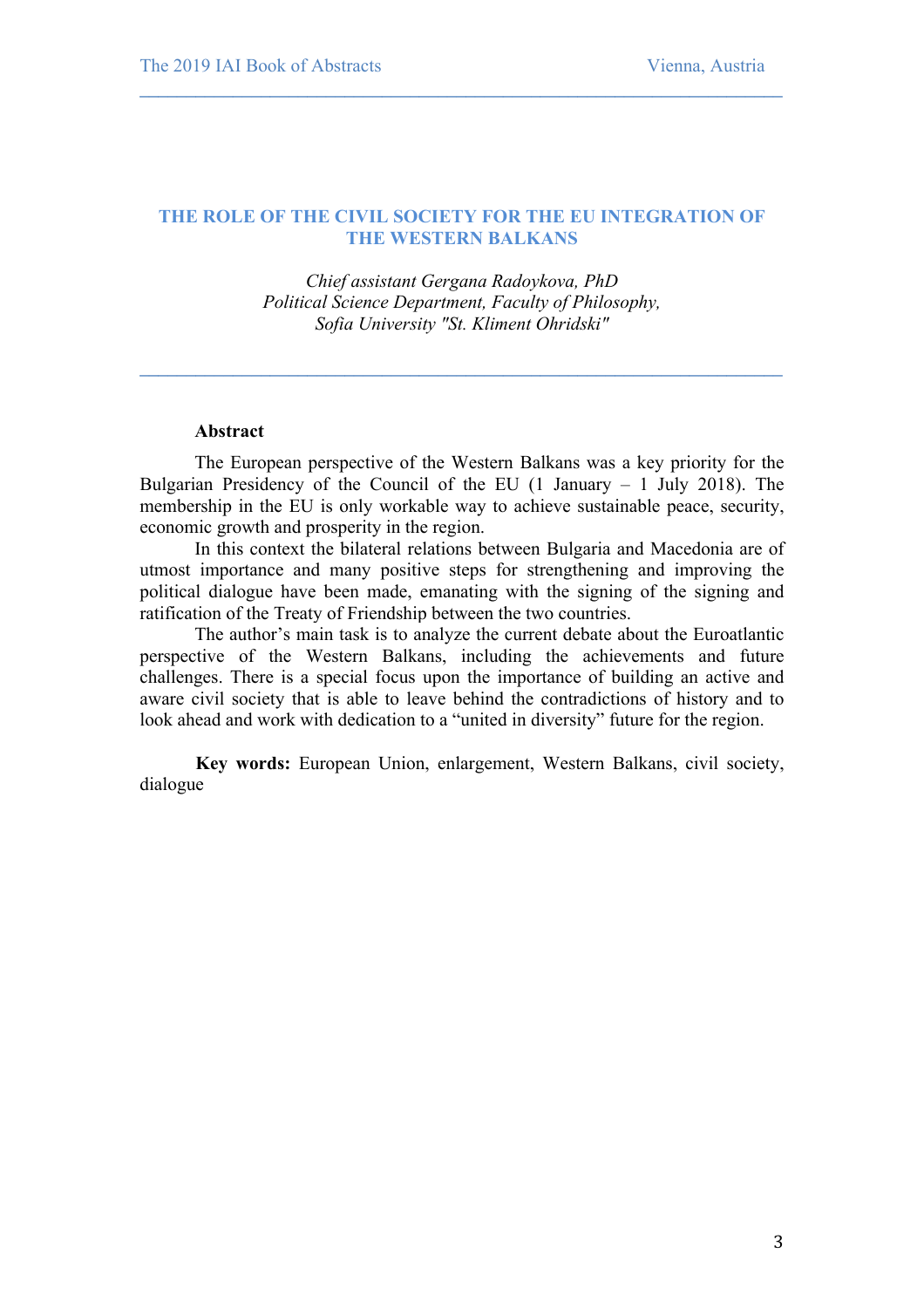# THE ROLE OF THE CIVIL SOCIETY FOR THE EU INTEGRATION OF THE WESTERN BALKANS

*Chief assistant Gergana Radoykova, PhD*
*Political Science Department, Faculty of Philosophy,*
*Sofia University "St. Kliment Ohridski"*

---

**Abstract**

The European perspective of the Western Balkans was a key priority for the Bulgarian Presidency of the Council of the EU (1 January – 1 July 2018). The membership in the EU is only workable way to achieve sustainable peace, security, economic growth and prosperity in the region.

In this context the bilateral relations between Bulgaria and Macedonia are of utmost importance and many positive steps for strengthening and improving the political dialogue have been made, emanating with the signing of the signing and ratification of the Treaty of Friendship between the two countries.

The author's main task is to analyze the current debate about the Euroatlantic perspective of the Western Balkans, including the achievements and future challenges. There is a special focus upon the importance of building an active and aware civil society that is able to leave behind the contradictions of history and to look ahead and work with dedication to a "united in diversity" future for the region.

**Key words:** European Union, enlargement, Western Balkans, civil society, dialogue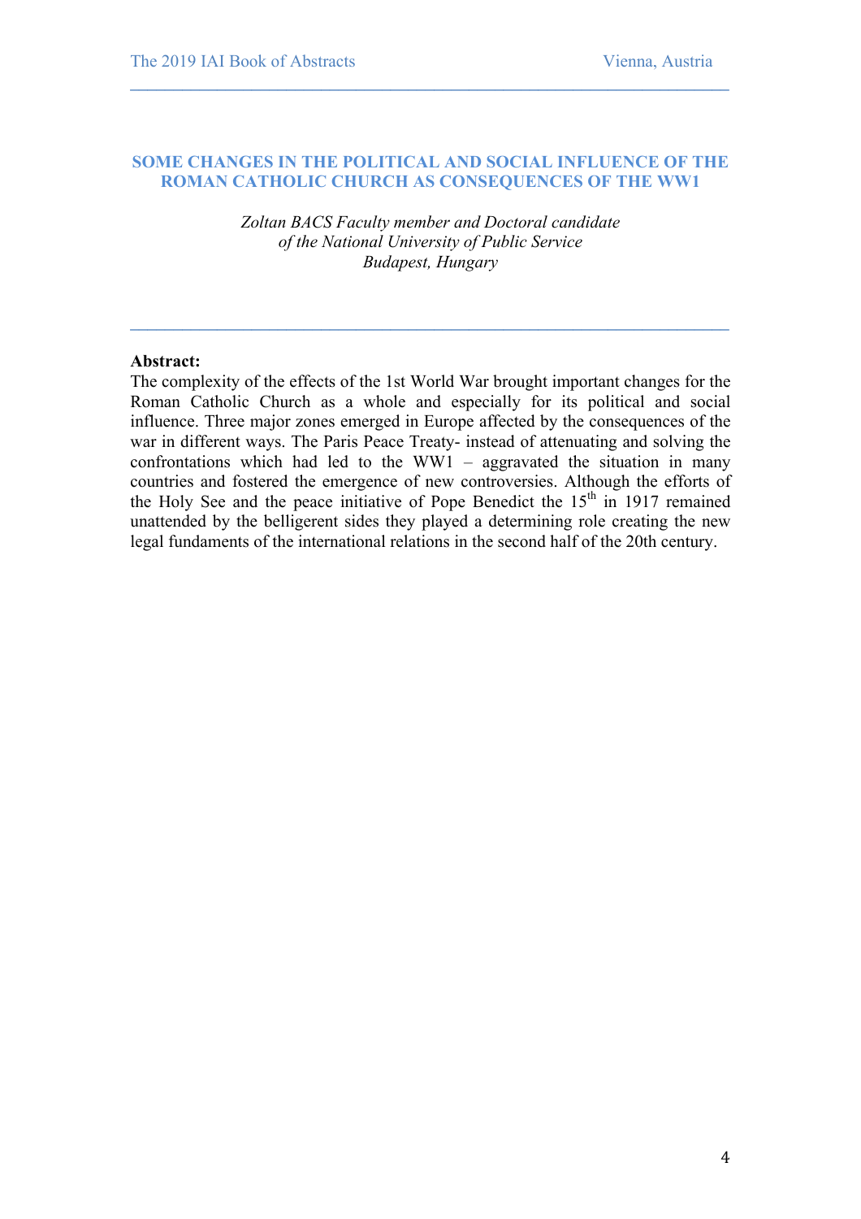## SOME CHANGES IN THE POLITICAL AND SOCIAL INFLUENCE OF THE ROMAN CATHOLIC CHURCH AS CONSEQUENCES OF THE WW1

*Zoltan BACS Faculty member and Doctoral candidate of the National University of Public Service Budapest, Hungary*

**Abstract:**
The complexity of the effects of the 1st World War brought important changes for the Roman Catholic Church as a whole and especially for its political and social influence. Three major zones emerged in Europe affected by the consequences of the war in different ways. The Paris Peace Treaty- instead of attenuating and solving the confrontations which had led to the WW1 – aggravated the situation in many countries and fostered the emergence of new controversies. Although the efforts of the Holy See and the peace initiative of Pope Benedict the 15th in 1917 remained unattended by the belligerent sides they played a determining role creating the new legal fundaments of the international relations in the second half of the 20th century.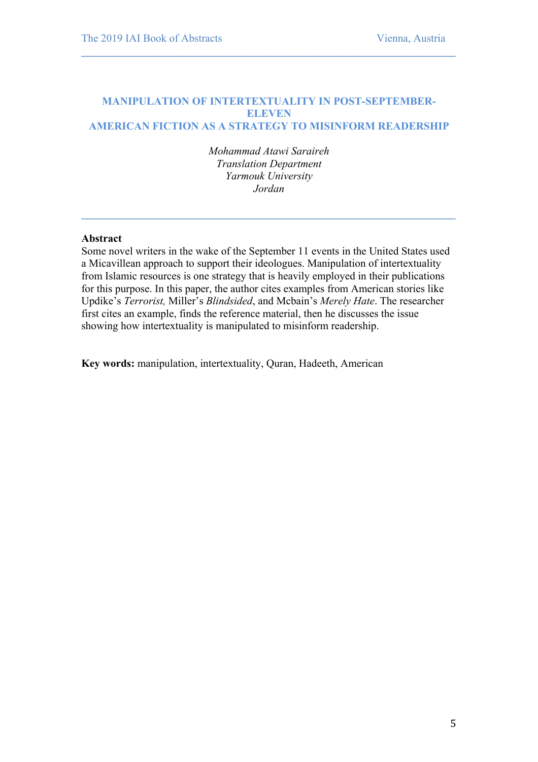# MANIPULATION OF INTERTEXTUALITY IN POST-SEPTEMBER-ELEVEN AMERICAN FICTION AS A STRATEGY TO MISINFORM READERSHIP

*Mohammad Atawi Saraireh*
*Translation Department*
*Yarmouk University*
*Jordan*

---

**Abstract**

Some novel writers in the wake of the September 11 events in the United States used a Micavillean approach to support their ideologues. Manipulation of intertextuality from Islamic resources is one strategy that is heavily employed in their publications for this purpose. In this paper, the author cites examples from American stories like Updike's *Terrorist,* Miller's *Blindsided*, and Mcbain's *Merely Hate*. The researcher first cites an example, finds the reference material, then he discusses the issue showing how intertextuality is manipulated to misinform readership.

**Key words:** manipulation, intertextuality, Quran, Hadeeth, American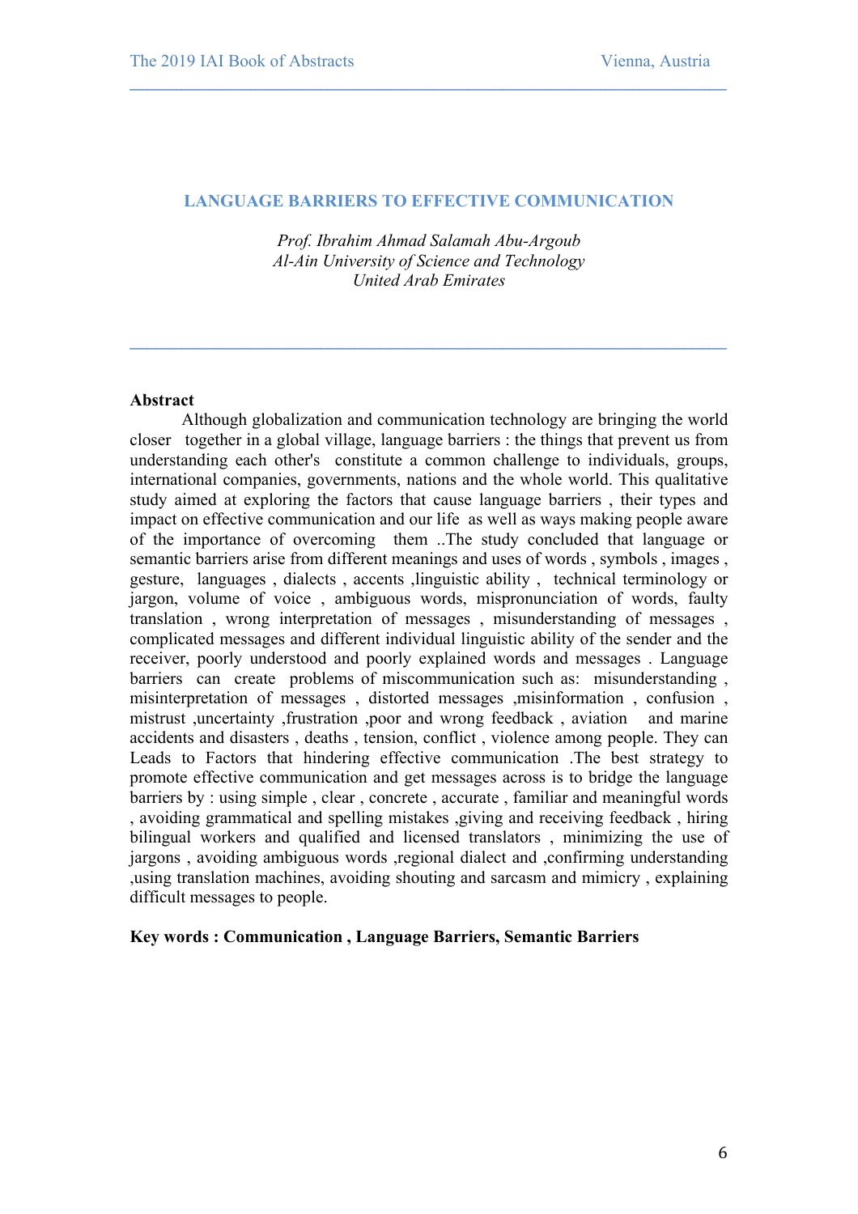## LANGUAGE BARRIERS TO EFFECTIVE COMMUNICATION

*Prof. Ibrahim Ahmad Salamah Abu-Argoub*
*Al-Ain University of Science and Technology*
*United Arab Emirates*

---

**Abstract**

Although globalization and communication technology are bringing the world closer together in a global village, language barriers : the things that prevent us from understanding each other's constitute a common challenge to individuals, groups, international companies, governments, nations and the whole world. This qualitative study aimed at exploring the factors that cause language barriers , their types and impact on effective communication and our life as well as ways making people aware of the importance of overcoming them ..The study concluded that language or semantic barriers arise from different meanings and uses of words , symbols , images , gesture, languages , dialects , accents ,linguistic ability , technical terminology or jargon, volume of voice , ambiguous words, mispronunciation of words, faulty translation , wrong interpretation of messages , misunderstanding of messages , complicated messages and different individual linguistic ability of the sender and the receiver, poorly understood and poorly explained words and messages . Language barriers can create problems of miscommunication such as: misunderstanding , misinterpretation of messages , distorted messages ,misinformation , confusion , mistrust ,uncertainty ,frustration ,poor and wrong feedback , aviation and marine accidents and disasters , deaths , tension, conflict , violence among people. They can Leads to Factors that hindering effective communication .The best strategy to promote effective communication and get messages across is to bridge the language barriers by : using simple , clear , concrete , accurate , familiar and meaningful words , avoiding grammatical and spelling mistakes ,giving and receiving feedback , hiring bilingual workers and qualified and licensed translators , minimizing the use of jargons , avoiding ambiguous words ,regional dialect and ,confirming understanding ,using translation machines, avoiding shouting and sarcasm and mimicry , explaining difficult messages to people.

**Key words : Communication , Language Barriers, Semantic Barriers**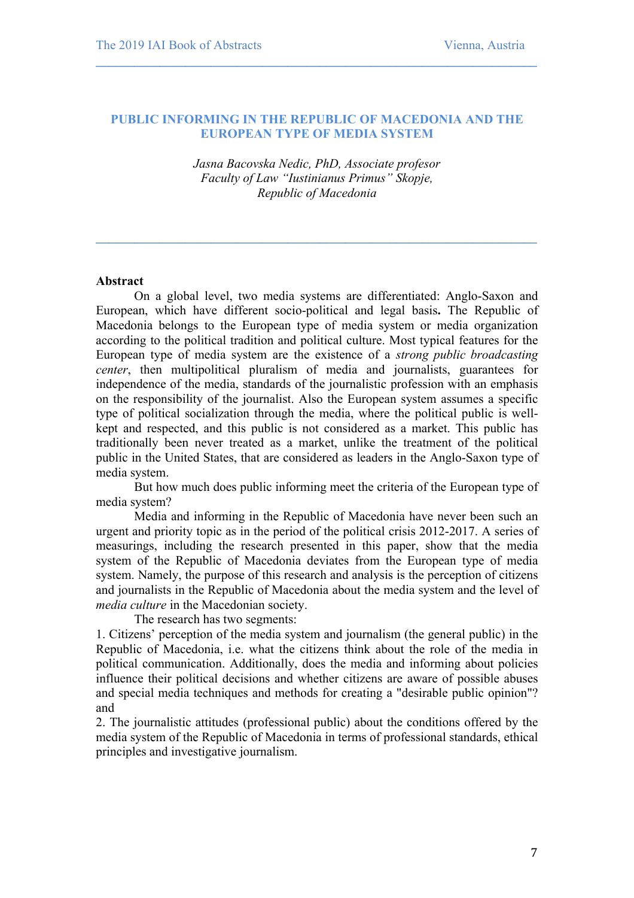## PUBLIC INFORMING IN THE REPUBLIC OF MACEDONIA AND THE EUROPEAN TYPE OF MEDIA SYSTEM

*Jasna Bacovska Nedic, PhD, Associate profesor*
*Faculty of Law "Iustinianus Primus" Skopje,*
*Republic of Macedonia*

---

**Abstract**

On a global level, two media systems are differentiated: Anglo-Saxon and European, which have different socio-political and legal basis**.** The Republic of Macedonia belongs to the European type of media system or media organization according to the political tradition and political culture. Most typical features for the European type of media system are the existence of a *strong public broadcasting center*, then multipolitical pluralism of media and journalists, guarantees for independence of the media, standards of the journalistic profession with an emphasis on the responsibility of the journalist. Also the European system assumes a specific type of political socialization through the media, where the political public is well-kept and respected, and this public is not considered as a market. This public has traditionally been never treated as a market, unlike the treatment of the political public in the United States, that are considered as leaders in the Anglo-Saxon type of media system.

But how much does public informing meet the criteria of the European type of media system?

Media and informing in the Republic of Macedonia have never been such an urgent and priority topic as in the period of the political crisis 2012-2017. A series of measurings, including the research presented in this paper, show that the media system of the Republic of Macedonia deviates from the European type of media system. Namely, the purpose of this research and analysis is the perception of citizens and journalists in the Republic of Macedonia about the media system and the level of *media culture* in the Macedonian society.

The research has two segments:

1. Citizens' perception of the media system and journalism (the general public) in the Republic of Macedonia, i.e. what the citizens think about the role of the media in political communication. Additionally, does the media and informing about policies influence their political decisions and whether citizens are aware of possible abuses and special media techniques and methods for creating a "desirable public opinion"? and

2. The journalistic attitudes (professional public) about the conditions offered by the media system of the Republic of Macedonia in terms of professional standards, ethical principles and investigative journalism.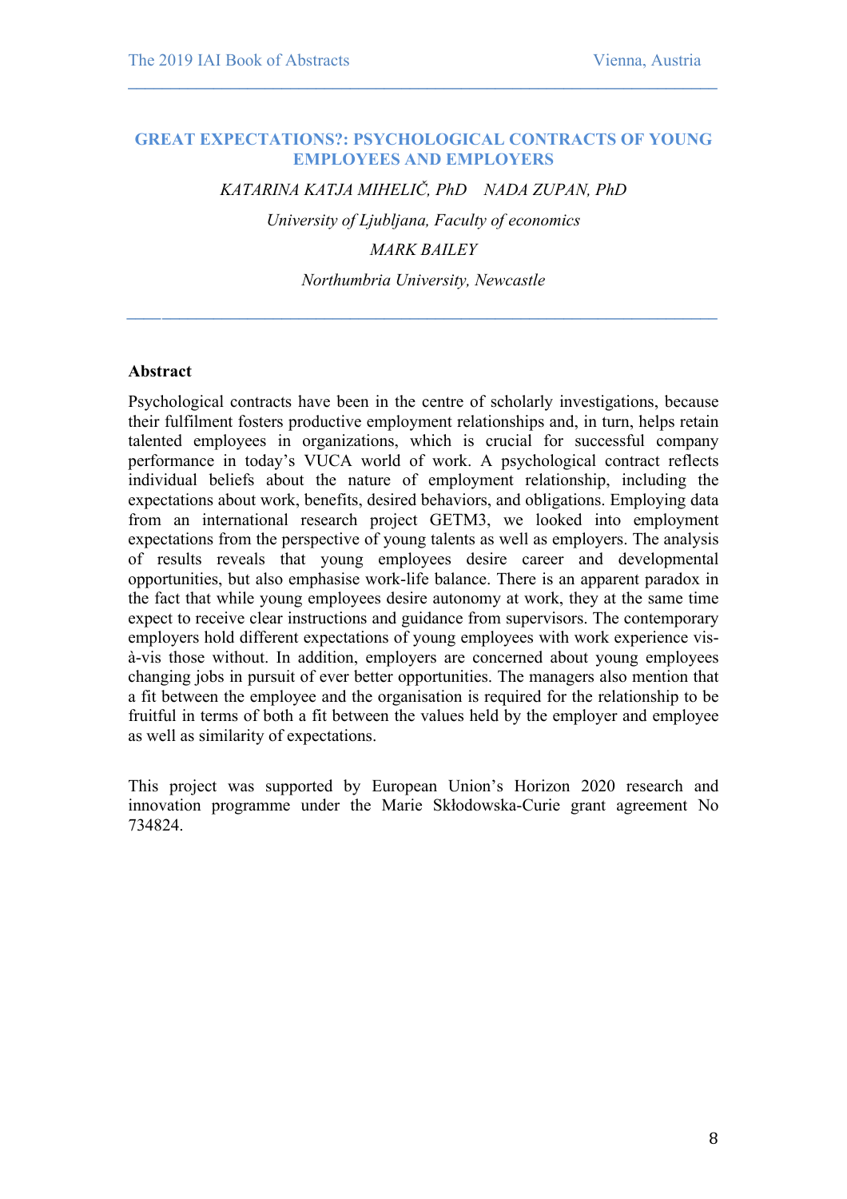## GREAT EXPECTATIONS?: PSYCHOLOGICAL CONTRACTS OF YOUNG EMPLOYEES AND EMPLOYERS

*KATARINA KATJA MIHELIČ, PhD   NADA ZUPAN, PhD*

*University of Ljubljana, Faculty of economics*

*MARK BAILEY*

*Northumbria University, Newcastle*

### Abstract

Psychological contracts have been in the centre of scholarly investigations, because their fulfilment fosters productive employment relationships and, in turn, helps retain talented employees in organizations, which is crucial for successful company performance in today's VUCA world of work. A psychological contract reflects individual beliefs about the nature of employment relationship, including the expectations about work, benefits, desired behaviors, and obligations. Employing data from an international research project GETM3, we looked into employment expectations from the perspective of young talents as well as employers. The analysis of results reveals that young employees desire career and developmental opportunities, but also emphasise work-life balance. There is an apparent paradox in the fact that while young employees desire autonomy at work, they at the same time expect to receive clear instructions and guidance from supervisors. The contemporary employers hold different expectations of young employees with work experience vis-à-vis those without. In addition, employers are concerned about young employees changing jobs in pursuit of ever better opportunities. The managers also mention that a fit between the employee and the organisation is required for the relationship to be fruitful in terms of both a fit between the values held by the employer and employee as well as similarity of expectations.

This project was supported by European Union's Horizon 2020 research and innovation programme under the Marie Skłodowska-Curie grant agreement No 734824.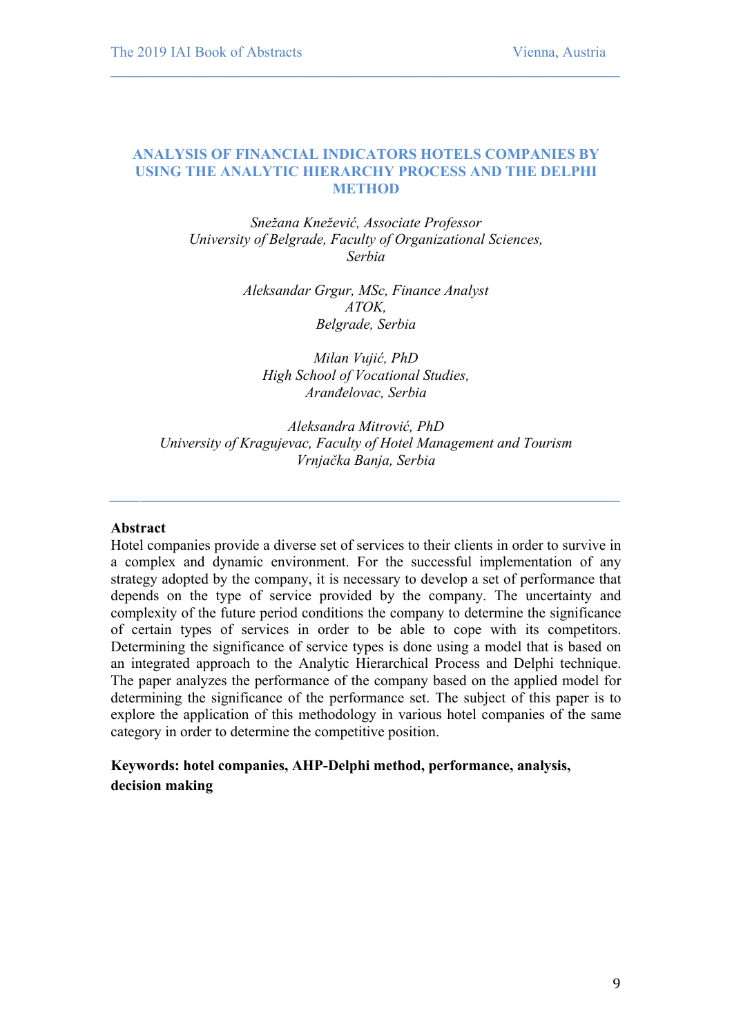# ANALYSIS OF FINANCIAL INDICATORS HOTELS COMPANIES BY USING THE ANALYTIC HIERARCHY PROCESS AND THE DELPHI METHOD

*Snežana Knežević, Associate Professor*
*University of Belgrade, Faculty of Organizational Sciences, Serbia*

*Aleksandar Grgur, MSc, Finance Analyst*
*ATOK,*
*Belgrade, Serbia*

*Milan Vujić, PhD*
*High School of Vocational Studies,*
*Aranđelovac, Serbia*

*Aleksandra Mitrović, PhD*
*University of Kragujevac, Faculty of Hotel Management and Tourism*
*Vrnjačka Banja, Serbia*

---

**Abstract**

Hotel companies provide a diverse set of services to their clients in order to survive in a complex and dynamic environment. For the successful implementation of any strategy adopted by the company, it is necessary to develop a set of performance that depends on the type of service provided by the company. The uncertainty and complexity of the future period conditions the company to determine the significance of certain types of services in order to be able to cope with its competitors. Determining the significance of service types is done using a model that is based on an integrated approach to the Analytic Hierarchical Process and Delphi technique. The paper analyzes the performance of the company based on the applied model for determining the significance of the performance set. The subject of this paper is to explore the application of this methodology in various hotel companies of the same category in order to determine the competitive position.

**Keywords: hotel companies, AHP-Delphi method, performance, analysis, decision making**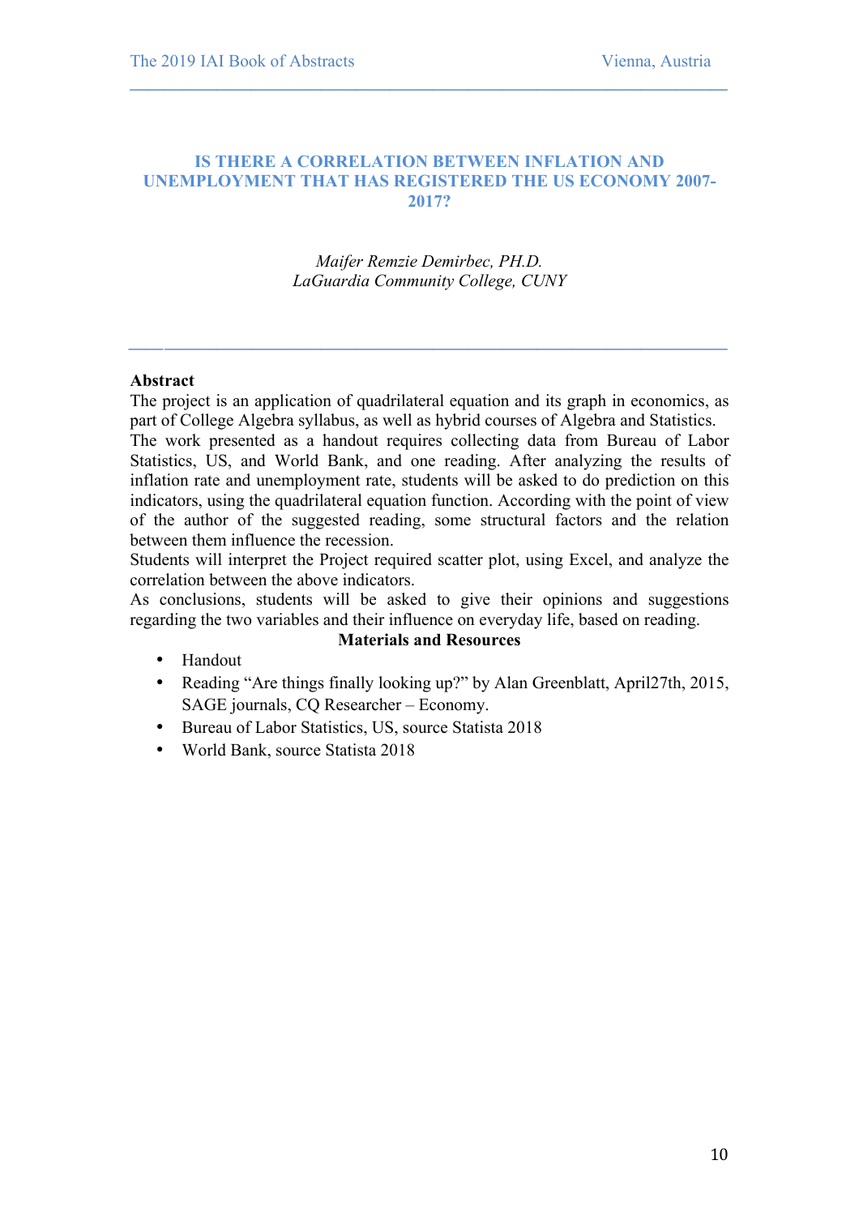## IS THERE A CORRELATION BETWEEN INFLATION AND UNEMPLOYMENT THAT HAS REGISTERED THE US ECONOMY 2007-2017?

*Maifer Remzie Demirbec, PH.D.*
*LaGuardia Community College, CUNY*

---

**Abstract**

The project is an application of quadrilateral equation and its graph in economics, as part of College Algebra syllabus, as well as hybrid courses of Algebra and Statistics.

The work presented as a handout requires collecting data from Bureau of Labor Statistics, US, and World Bank, and one reading. After analyzing the results of inflation rate and unemployment rate, students will be asked to do prediction on this indicators, using the quadrilateral equation function. According with the point of view of the author of the suggested reading, some structural factors and the relation between them influence the recession.

Students will interpret the Project required scatter plot, using Excel, and analyze the correlation between the above indicators.

As conclusions, students will be asked to give their opinions and suggestions regarding the two variables and their influence on everyday life, based on reading.

**Materials and Resources**

- Handout
- Reading "Are things finally looking up?" by Alan Greenblatt, April27th, 2015, SAGE journals, CQ Researcher – Economy.
- Bureau of Labor Statistics, US, source Statista 2018
- World Bank, source Statista 2018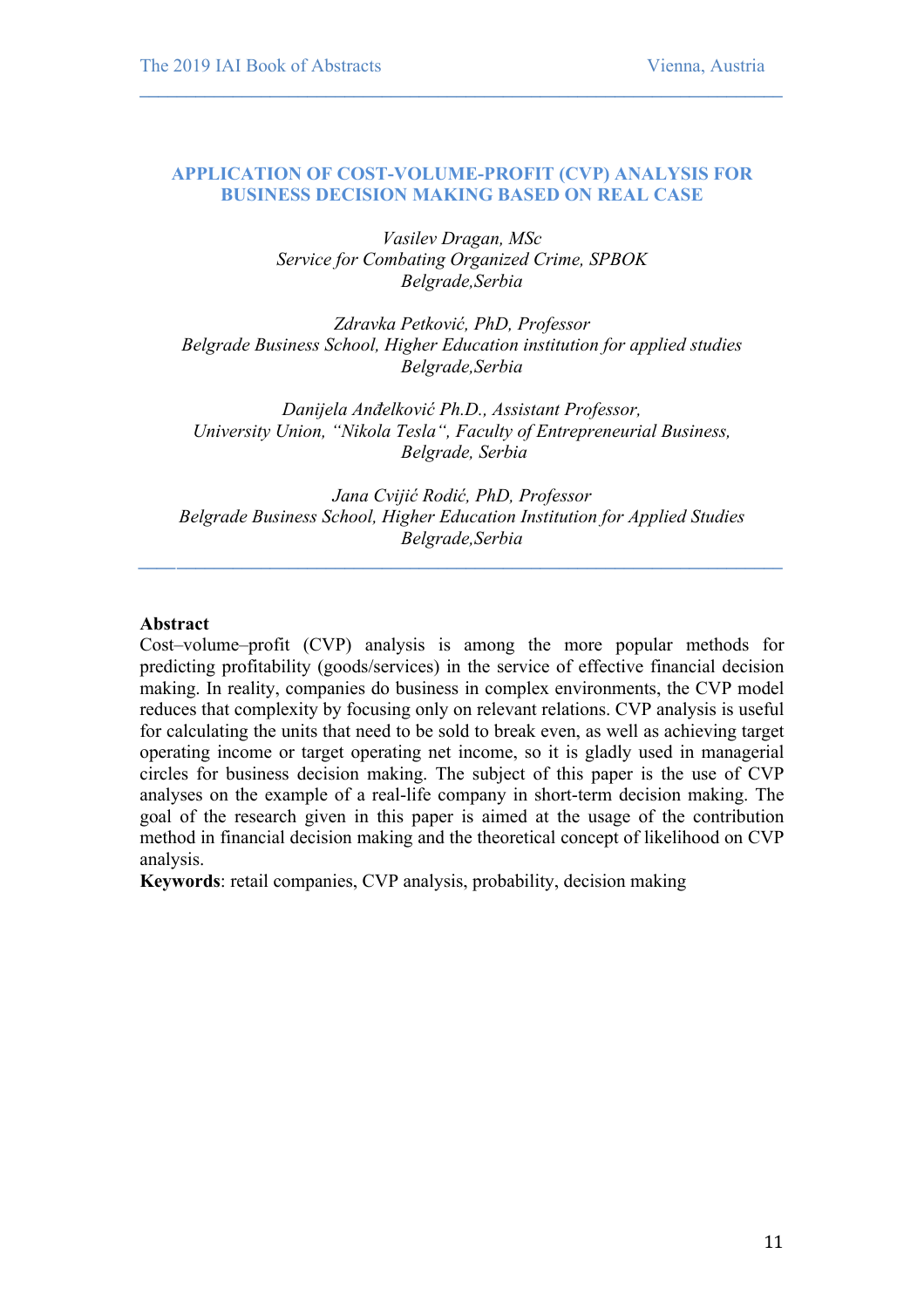## APPLICATION OF COST-VOLUME-PROFIT (CVP) ANALYSIS FOR BUSINESS DECISION MAKING BASED ON REAL CASE

*Vasilev Dragan, MSc*
*Service for Combating Organized Crime, SPBOK*
*Belgrade,Serbia*

*Zdravka Petković, PhD, Professor*
*Belgrade Business School, Higher Education institution for applied studies*
*Belgrade,Serbia*

*Danijela Anđelković Ph.D., Assistant Professor,*
*University Union, "Nikola Tesla", Faculty of Entrepreneurial Business,*
*Belgrade, Serbia*

*Jana Cvijić Rodić, PhD, Professor*
*Belgrade Business School, Higher Education Institution for Applied Studies*
*Belgrade,Serbia*

---

**Abstract**

Cost–volume–profit (CVP) analysis is among the more popular methods for predicting profitability (goods/services) in the service of effective financial decision making. In reality, companies do business in complex environments, the CVP model reduces that complexity by focusing only on relevant relations. CVP analysis is useful for calculating the units that need to be sold to break even, as well as achieving target operating income or target operating net income, so it is gladly used in managerial circles for business decision making. The subject of this paper is the use of CVP analyses on the example of a real-life company in short-term decision making. The goal of the research given in this paper is aimed at the usage of the contribution method in financial decision making and the theoretical concept of likelihood on CVP analysis.

**Keywords**: retail companies, CVP analysis, probability, decision making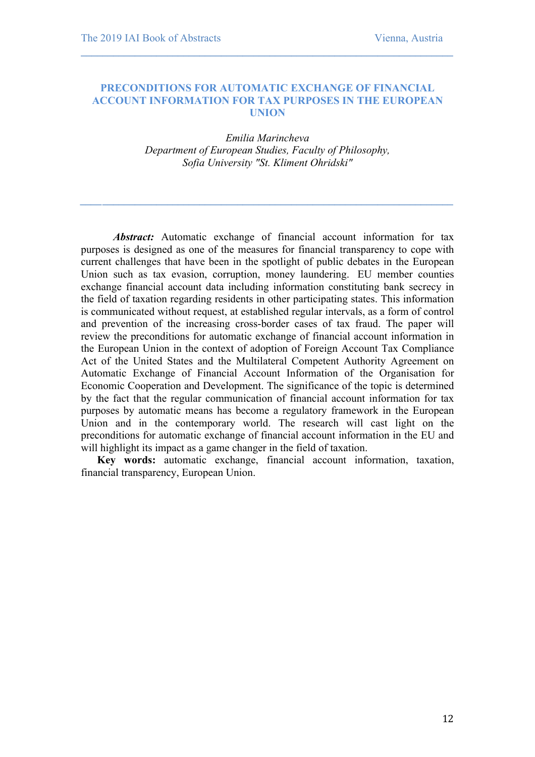## PRECONDITIONS FOR AUTOMATIC EXCHANGE OF FINANCIAL ACCOUNT INFORMATION FOR TAX PURPOSES IN THE EUROPEAN UNION

*Emilia Marincheva*
*Department of European Studies, Faculty of Philosophy,*
*Sofia University "St. Kliment Ohridski"*

***Abstract:*** Automatic exchange of financial account information for tax purposes is designed as one of the measures for financial transparency to cope with current challenges that have been in the spotlight of public debates in the European Union such as tax evasion, corruption, money laundering. EU member counties exchange financial account data including information constituting bank secrecy in the field of taxation regarding residents in other participating states. This information is communicated without request, at established regular intervals, as a form of control and prevention of the increasing cross-border cases of tax fraud. The paper will review the preconditions for automatic exchange of financial account information in the European Union in the context of adoption of Foreign Account Tax Compliance Act of the United States and the Multilateral Competent Authority Agreement on Automatic Exchange of Financial Account Information of the Organisation for Economic Cooperation and Development. The significance of the topic is determined by the fact that the regular communication of financial account information for tax purposes by automatic means has become a regulatory framework in the European Union and in the contemporary world. The research will cast light on the preconditions for automatic exchange of financial account information in the EU and will highlight its impact as a game changer in the field of taxation.

**Key words:** automatic exchange, financial account information, taxation, financial transparency, European Union.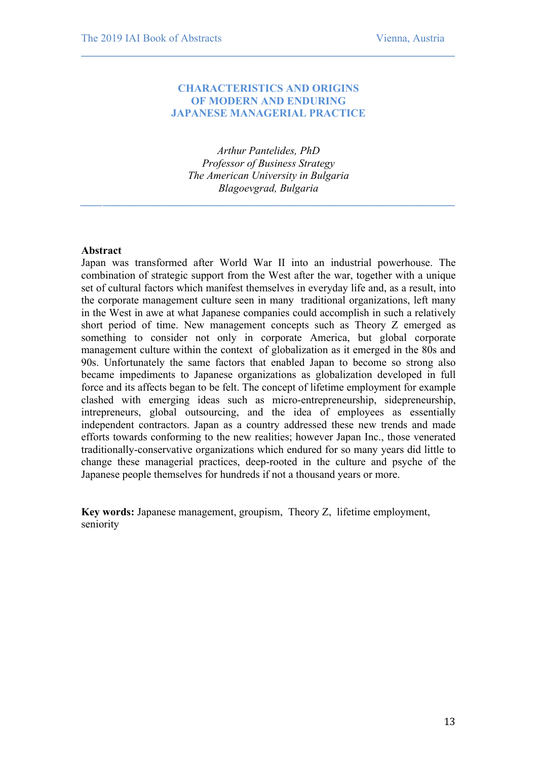# CHARACTERISTICS AND ORIGINS OF MODERN AND ENDURING JAPANESE MANAGERIAL PRACTICE

*Arthur Pantelides, PhD*
*Professor of Business Strategy*
*The American University in Bulgaria*
*Blagoevgrad, Bulgaria*

---

**Abstract**

Japan was transformed after World War II into an industrial powerhouse. The combination of strategic support from the West after the war, together with a unique set of cultural factors which manifest themselves in everyday life and, as a result, into the corporate management culture seen in many traditional organizations, left many in the West in awe at what Japanese companies could accomplish in such a relatively short period of time. New management concepts such as Theory Z emerged as something to consider not only in corporate America, but global corporate management culture within the context of globalization as it emerged in the 80s and 90s. Unfortunately the same factors that enabled Japan to become so strong also became impediments to Japanese organizations as globalization developed in full force and its affects began to be felt. The concept of lifetime employment for example clashed with emerging ideas such as micro-entrepreneurship, sidepreneurship, intrepreneurs, global outsourcing, and the idea of employees as essentially independent contractors. Japan as a country addressed these new trends and made efforts towards conforming to the new realities; however Japan Inc., those venerated traditionally-conservative organizations which endured for so many years did little to change these managerial practices, deep-rooted in the culture and psyche of the Japanese people themselves for hundreds if not a thousand years or more.

**Key words:** Japanese management, groupism, Theory Z, lifetime employment, seniority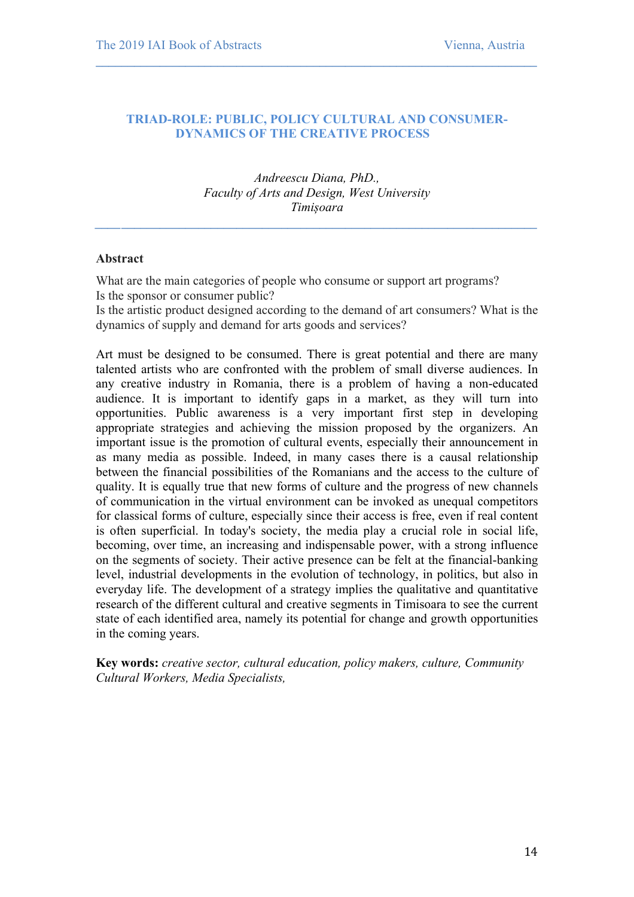## TRIAD-ROLE: PUBLIC, POLICY CULTURAL AND CONSUMER-DYNAMICS OF THE CREATIVE PROCESS

*Andreescu Diana, PhD.,*
*Faculty of Arts and Design, West University Timișoara*

### Abstract

What are the main categories of people who consume or support art programs?
Is the sponsor or consumer public?
Is the artistic product designed according to the demand of art consumers? What is the dynamics of supply and demand for arts goods and services?

Art must be designed to be consumed. There is great potential and there are many talented artists who are confronted with the problem of small diverse audiences. In any creative industry in Romania, there is a problem of having a non-educated audience. It is important to identify gaps in a market, as they will turn into opportunities. Public awareness is a very important first step in developing appropriate strategies and achieving the mission proposed by the organizers. An important issue is the promotion of cultural events, especially their announcement in as many media as possible. Indeed, in many cases there is a causal relationship between the financial possibilities of the Romanians and the access to the culture of quality. It is equally true that new forms of culture and the progress of new channels of communication in the virtual environment can be invoked as unequal competitors for classical forms of culture, especially since their access is free, even if real content is often superficial. In today's society, the media play a crucial role in social life, becoming, over time, an increasing and indispensable power, with a strong influence on the segments of society. Their active presence can be felt at the financial-banking level, industrial developments in the evolution of technology, in politics, but also in everyday life. The development of a strategy implies the qualitative and quantitative research of the different cultural and creative segments in Timisoara to see the current state of each identified area, namely its potential for change and growth opportunities in the coming years.

**Key words:** *creative sector, cultural education, policy makers, culture, Community Cultural Workers, Media Specialists,*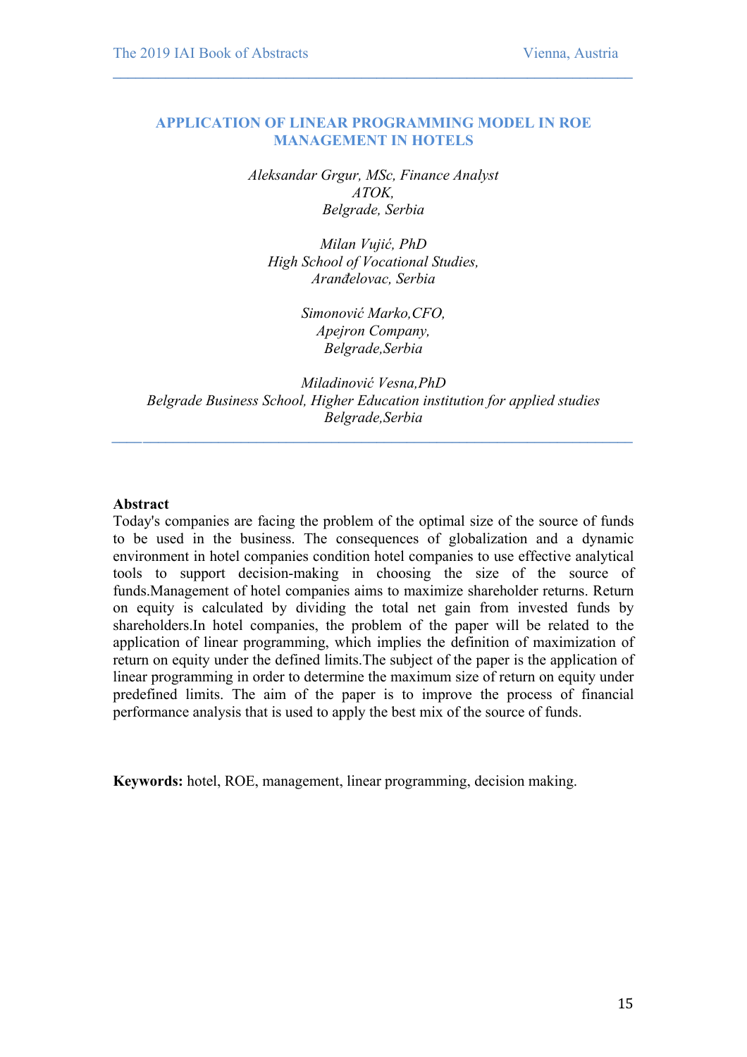## APPLICATION OF LINEAR PROGRAMMING MODEL IN ROE MANAGEMENT IN HOTELS

*Aleksandar Grgur, MSc, Finance Analyst*
*ATOK,*
*Belgrade, Serbia*

*Milan Vujić, PhD*
*High School of Vocational Studies,*
*Aranđelovac, Serbia*

*Simonović Marko,CFO,*
*Apejron Company,*
*Belgrade,Serbia*

*Miladinović Vesna,PhD*
*Belgrade Business School, Higher Education institution for applied studies*
*Belgrade,Serbia*

---

**Abstract**

Today's companies are facing the problem of the optimal size of the source of funds to be used in the business. The consequences of globalization and a dynamic environment in hotel companies condition hotel companies to use effective analytical tools to support decision-making in choosing the size of the source of funds.Management of hotel companies aims to maximize shareholder returns. Return on equity is calculated by dividing the total net gain from invested funds by shareholders.In hotel companies, the problem of the paper will be related to the application of linear programming, which implies the definition of maximization of return on equity under the defined limits.The subject of the paper is the application of linear programming in order to determine the maximum size of return on equity under predefined limits. The aim of the paper is to improve the process of financial performance analysis that is used to apply the best mix of the source of funds.

**Keywords:** hotel, ROE, management, linear programming, decision making.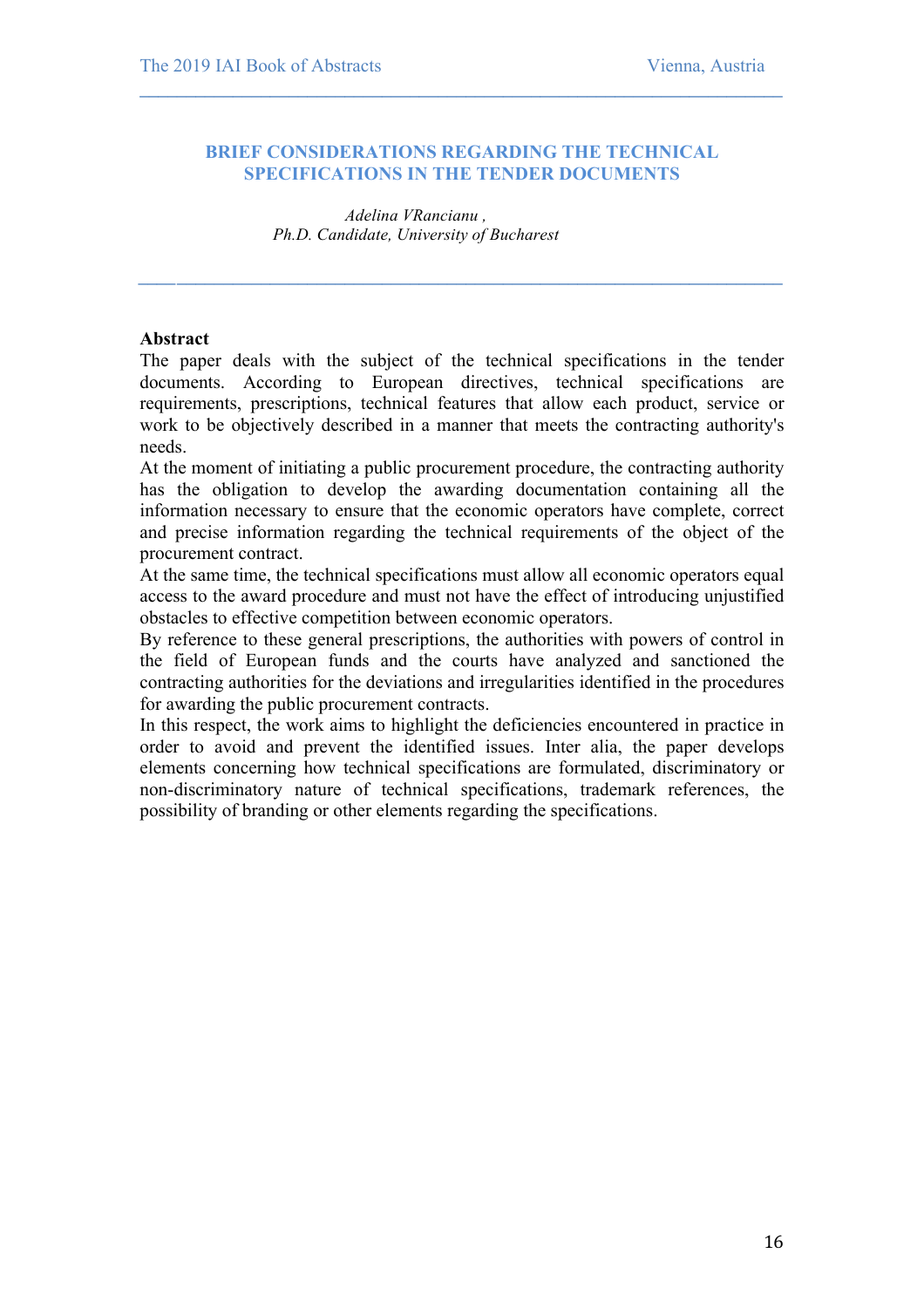## BRIEF CONSIDERATIONS REGARDING THE TECHNICAL SPECIFICATIONS IN THE TENDER DOCUMENTS

*Adelina VRancianu ,*
*Ph.D. Candidate, University of Bucharest*

**Abstract**

The paper deals with the subject of the technical specifications in the tender documents. According to European directives, technical specifications are requirements, prescriptions, technical features that allow each product, service or work to be objectively described in a manner that meets the contracting authority's needs.

At the moment of initiating a public procurement procedure, the contracting authority has the obligation to develop the awarding documentation containing all the information necessary to ensure that the economic operators have complete, correct and precise information regarding the technical requirements of the object of the procurement contract.

At the same time, the technical specifications must allow all economic operators equal access to the award procedure and must not have the effect of introducing unjustified obstacles to effective competition between economic operators.

By reference to these general prescriptions, the authorities with powers of control in the field of European funds and the courts have analyzed and sanctioned the contracting authorities for the deviations and irregularities identified in the procedures for awarding the public procurement contracts.

In this respect, the work aims to highlight the deficiencies encountered in practice in order to avoid and prevent the identified issues. Inter alia, the paper develops elements concerning how technical specifications are formulated, discriminatory or non-discriminatory nature of technical specifications, trademark references, the possibility of branding or other elements regarding the specifications.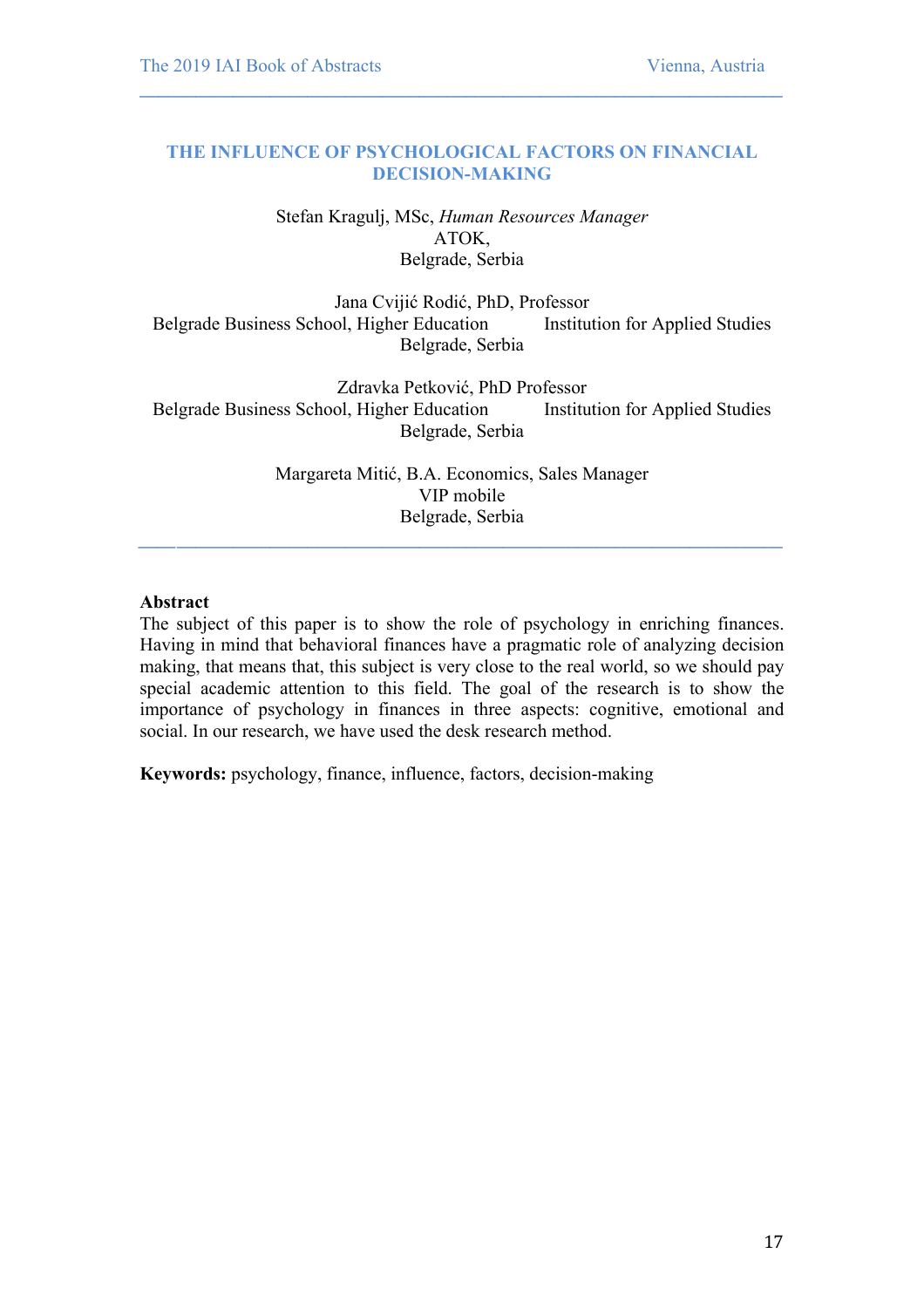# THE INFLUENCE OF PSYCHOLOGICAL FACTORS ON FINANCIAL DECISION-MAKING

Stefan Kragulj, MSc, *Human Resources Manager*
ATOK,
Belgrade, Serbia

Jana Cvijić Rodić, PhD, Professor
Belgrade Business School, Higher Education Institution for Applied Studies
Belgrade, Serbia

Zdravka Petković, PhD Professor
Belgrade Business School, Higher Education Institution for Applied Studies
Belgrade, Serbia

Margareta Mitić, B.A. Economics, Sales Manager
VIP mobile
Belgrade, Serbia

---

**Abstract**

The subject of this paper is to show the role of psychology in enriching finances. Having in mind that behavioral finances have a pragmatic role of analyzing decision making, that means that, this subject is very close to the real world, so we should pay special academic attention to this field. The goal of the research is to show the importance of psychology in finances in three aspects: cognitive, emotional and social. In our research, we have used the desk research method.

**Keywords:** psychology, finance, influence, factors, decision-making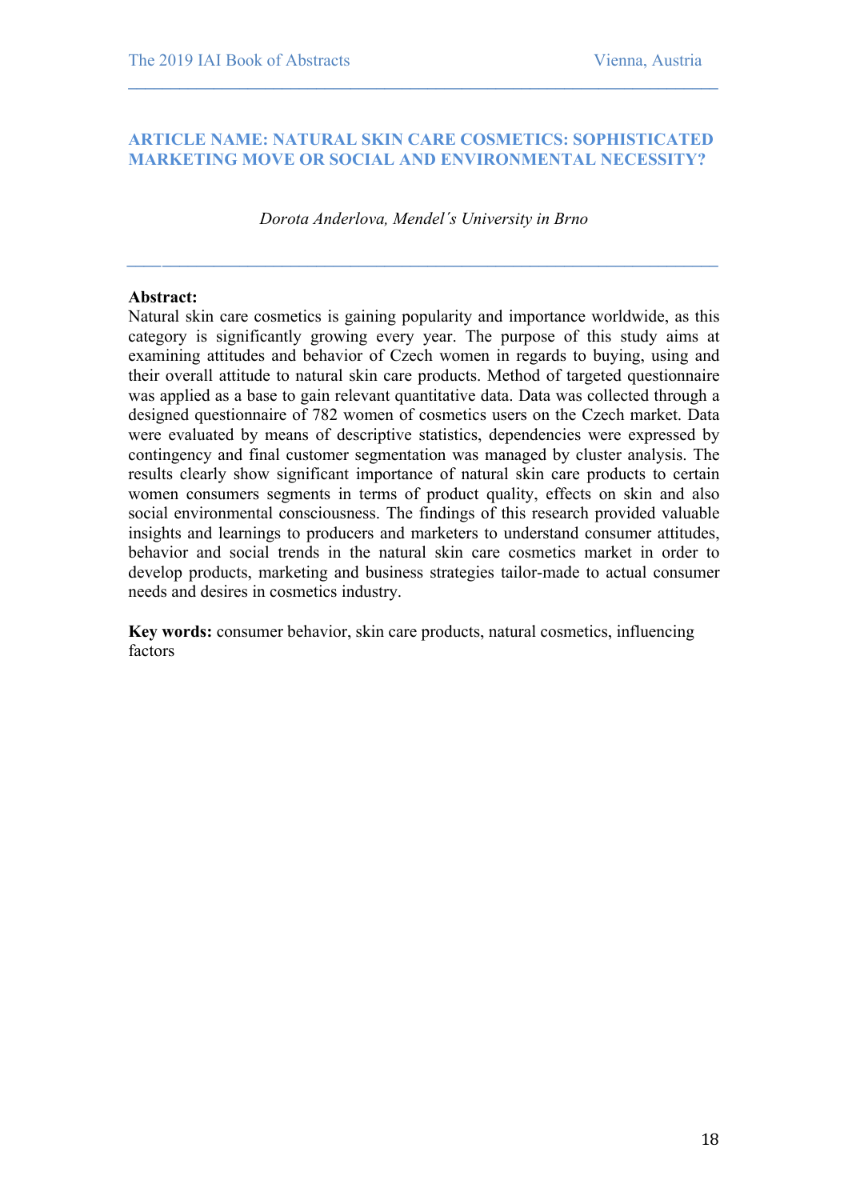## ARTICLE NAME: NATURAL SKIN CARE COSMETICS: SOPHISTICATED MARKETING MOVE OR SOCIAL AND ENVIRONMENTAL NECESSITY?

*Dorota Anderlova, Mendel´s University in Brno*

**Abstract:**
Natural skin care cosmetics is gaining popularity and importance worldwide, as this category is significantly growing every year. The purpose of this study aims at examining attitudes and behavior of Czech women in regards to buying, using and their overall attitude to natural skin care products. Method of targeted questionnaire was applied as a base to gain relevant quantitative data. Data was collected through a designed questionnaire of 782 women of cosmetics users on the Czech market. Data were evaluated by means of descriptive statistics, dependencies were expressed by contingency and final customer segmentation was managed by cluster analysis. The results clearly show significant importance of natural skin care products to certain women consumers segments in terms of product quality, effects on skin and also social environmental consciousness. The findings of this research provided valuable insights and learnings to producers and marketers to understand consumer attitudes, behavior and social trends in the natural skin care cosmetics market in order to develop products, marketing and business strategies tailor-made to actual consumer needs and desires in cosmetics industry.

**Key words:** consumer behavior, skin care products, natural cosmetics, influencing factors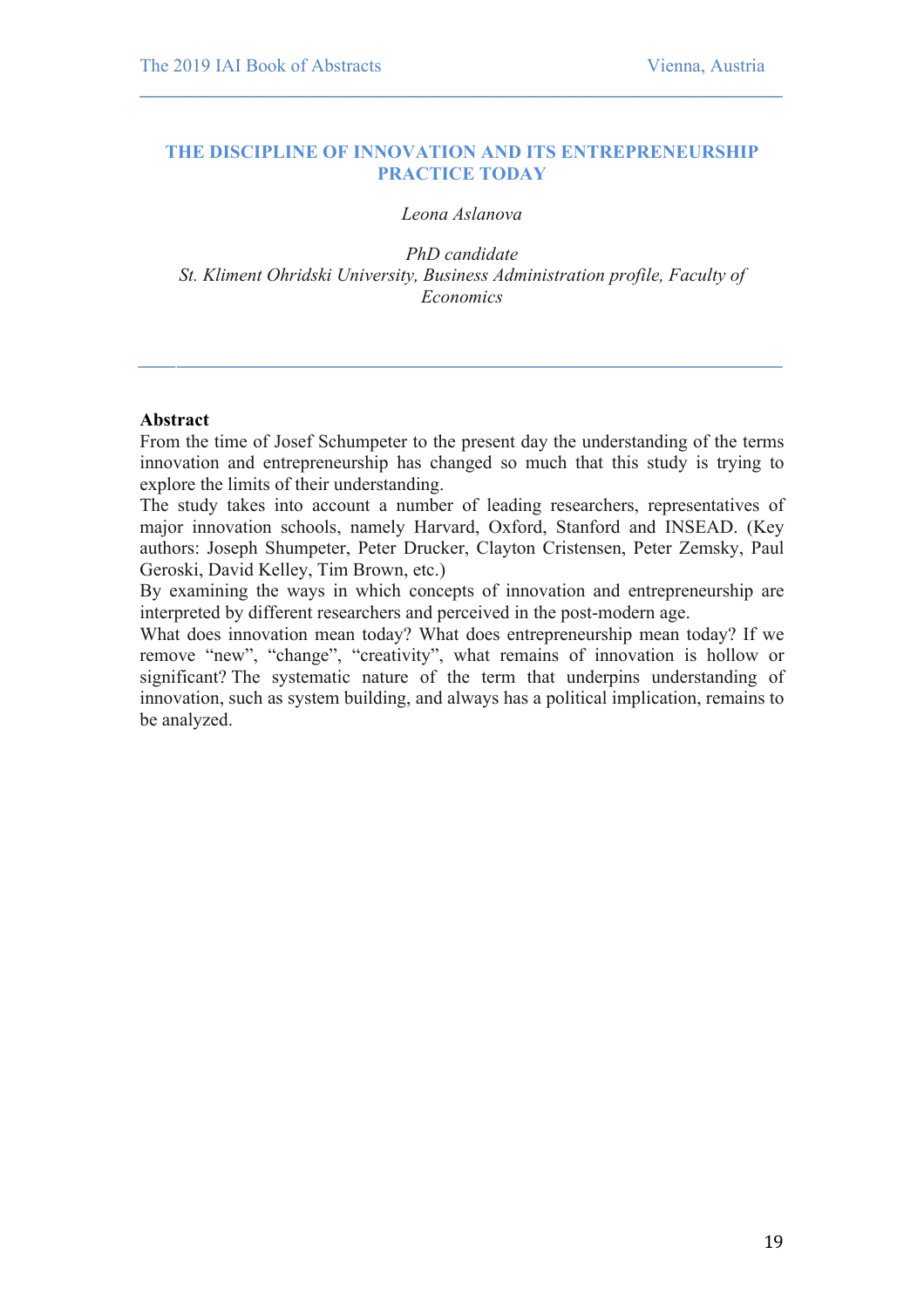# THE DISCIPLINE OF INNOVATION AND ITS ENTREPRENEURSHIP PRACTICE TODAY

*Leona Aslanova*

*PhD candidate*
*St. Kliment Ohridski University, Business Administration profile, Faculty of Economics*

---

**Abstract**

From the time of Josef Schumpeter to the present day the understanding of the terms innovation and entrepreneurship has changed so much that this study is trying to explore the limits of their understanding.

The study takes into account a number of leading researchers, representatives of major innovation schools, namely Harvard, Oxford, Stanford and INSEAD. (Key authors: Joseph Shumpeter, Peter Drucker, Clayton Cristensen, Peter Zemsky, Paul Geroski, David Kelley, Tim Brown, etc.)

By examining the ways in which concepts of innovation and entrepreneurship are interpreted by different researchers and perceived in the post-modern age.

What does innovation mean today? What does entrepreneurship mean today? If we remove "new", "change", "creativity", what remains of innovation is hollow or significant? The systematic nature of the term that underpins understanding of innovation, such as system building, and always has a political implication, remains to be analyzed.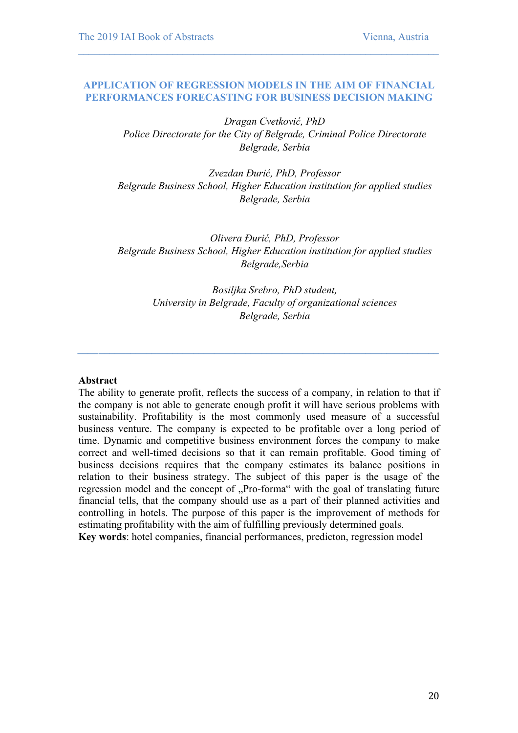## APPLICATION OF REGRESSION MODELS IN THE AIM OF FINANCIAL PERFORMANCES FORECASTING FOR BUSINESS DECISION MAKING

*Dragan Cvetković, PhD*
*Police Directorate for the City of Belgrade, Criminal Police Directorate*
*Belgrade, Serbia*

*Zvezdan Đurić, PhD, Professor*
*Belgrade Business School, Higher Education institution for applied studies*
*Belgrade, Serbia*

*Olivera Đurić, PhD, Professor*
*Belgrade Business School, Higher Education institution for applied studies*
*Belgrade,Serbia*

*Bosiljka Srebro, PhD student,*
*University in Belgrade, Faculty of organizational sciences*
*Belgrade, Serbia*

---

**Abstract**

The ability to generate profit, reflects the success of a company, in relation to that if the company is not able to generate enough profit it will have serious problems with sustainability. Profitability is the most commonly used measure of a successful business venture. The company is expected to be profitable over a long period of time. Dynamic and competitive business environment forces the company to make correct and well-timed decisions so that it can remain profitable. Good timing of business decisions requires that the company estimates its balance positions in relation to their business strategy. The subject of this paper is the usage of the regression model and the concept of „Pro-forma" with the goal of translating future financial tells, that the company should use as a part of their planned activities and controlling in hotels. The purpose of this paper is the improvement of methods for estimating profitability with the aim of fulfilling previously determined goals.

**Key words**: hotel companies, financial performances, predicton, regression model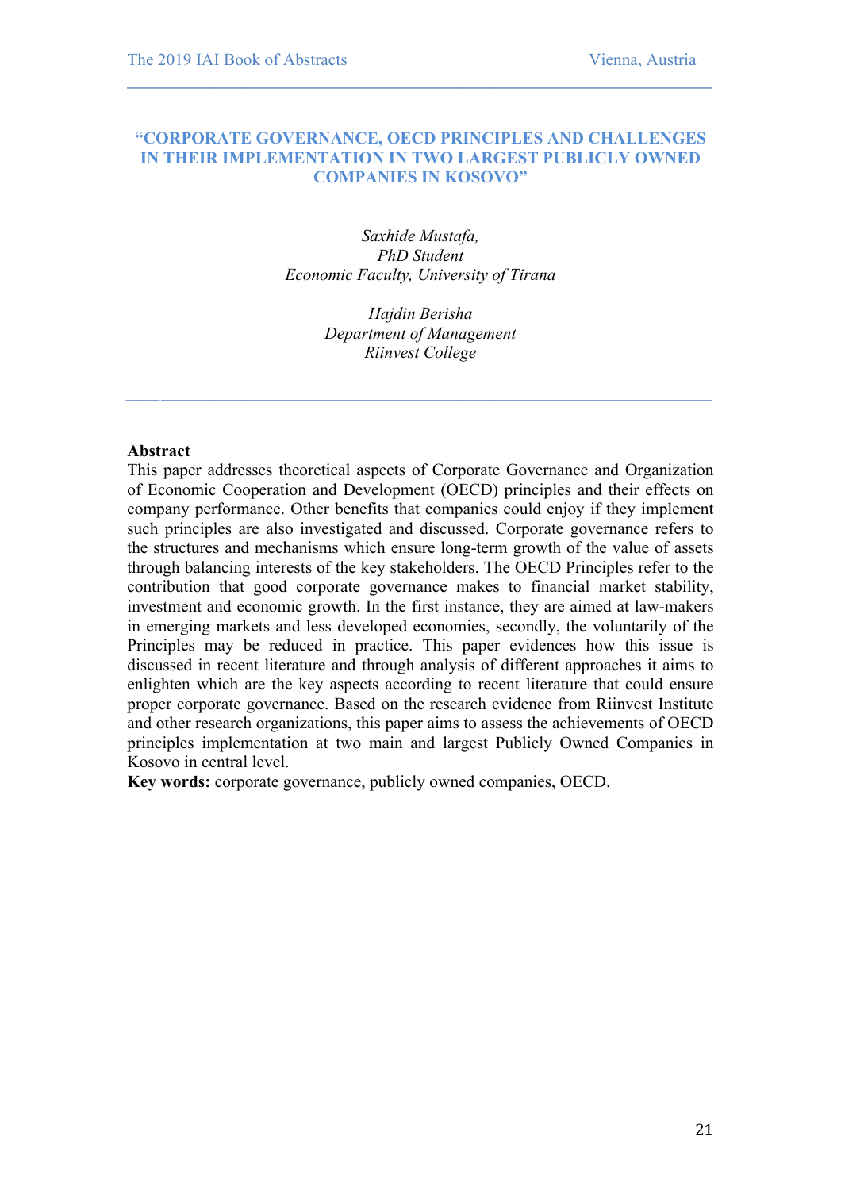## "CORPORATE GOVERNANCE, OECD PRINCIPLES AND CHALLENGES IN THEIR IMPLEMENTATION IN TWO LARGEST PUBLICLY OWNED COMPANIES IN KOSOVO"

*Saxhide Mustafa,*
*PhD Student*
*Economic Faculty, University of Tirana*

*Hajdin Berisha*
*Department of Management*
*Riinvest College*

---

**Abstract**

This paper addresses theoretical aspects of Corporate Governance and Organization of Economic Cooperation and Development (OECD) principles and their effects on company performance. Other benefits that companies could enjoy if they implement such principles are also investigated and discussed. Corporate governance refers to the structures and mechanisms which ensure long-term growth of the value of assets through balancing interests of the key stakeholders. The OECD Principles refer to the contribution that good corporate governance makes to financial market stability, investment and economic growth. In the first instance, they are aimed at law-makers in emerging markets and less developed economies, secondly, the voluntarily of the Principles may be reduced in practice. This paper evidences how this issue is discussed in recent literature and through analysis of different approaches it aims to enlighten which are the key aspects according to recent literature that could ensure proper corporate governance. Based on the research evidence from Riinvest Institute and other research organizations, this paper aims to assess the achievements of OECD principles implementation at two main and largest Publicly Owned Companies in Kosovo in central level.

**Key words:** corporate governance, publicly owned companies, OECD.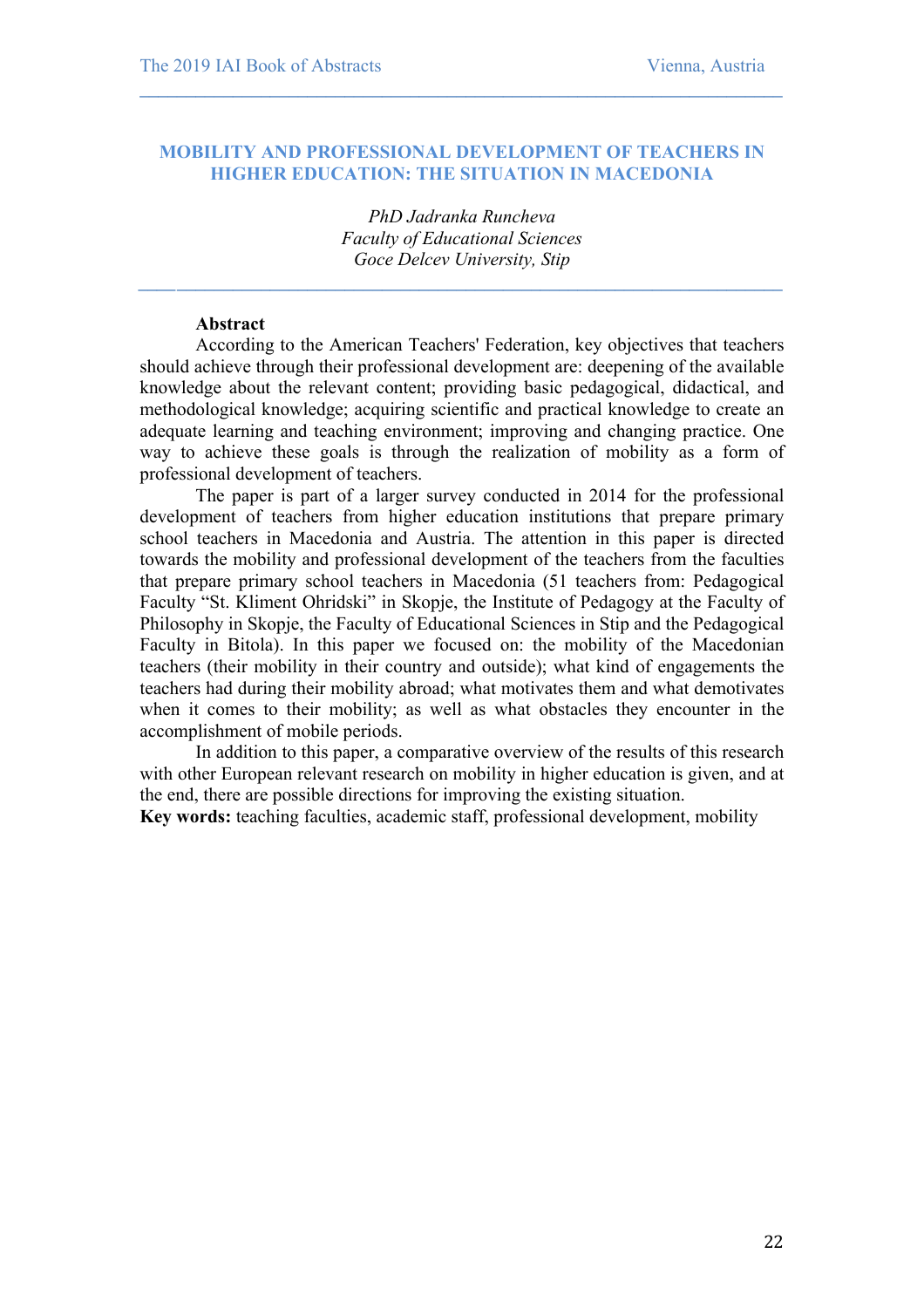## MOBILITY AND PROFESSIONAL DEVELOPMENT OF TEACHERS IN HIGHER EDUCATION: THE SITUATION IN MACEDONIA

*PhD Jadranka Runcheva*
*Faculty of Educational Sciences*
*Goce Delcev University, Stip*

---

**Abstract**

According to the American Teachers' Federation, key objectives that teachers should achieve through their professional development are: deepening of the available knowledge about the relevant content; providing basic pedagogical, didactical, and methodological knowledge; acquiring scientific and practical knowledge to create an adequate learning and teaching environment; improving and changing practice. One way to achieve these goals is through the realization of mobility as a form of professional development of teachers.

The paper is part of a larger survey conducted in 2014 for the professional development of teachers from higher education institutions that prepare primary school teachers in Macedonia and Austria. The attention in this paper is directed towards the mobility and professional development of the teachers from the faculties that prepare primary school teachers in Macedonia (51 teachers from: Pedagogical Faculty "St. Kliment Ohridski" in Skopje, the Institute of Pedagogy at the Faculty of Philosophy in Skopje, the Faculty of Educational Sciences in Stip and the Pedagogical Faculty in Bitola). In this paper we focused on: the mobility of the Macedonian teachers (their mobility in their country and outside); what kind of engagements the teachers had during their mobility abroad; what motivates them and what demotivates when it comes to their mobility; as well as what obstacles they encounter in the accomplishment of mobile periods.

In addition to this paper, a comparative overview of the results of this research with other European relevant research on mobility in higher education is given, and at the end, there are possible directions for improving the existing situation.

**Key words:** teaching faculties, academic staff, professional development, mobility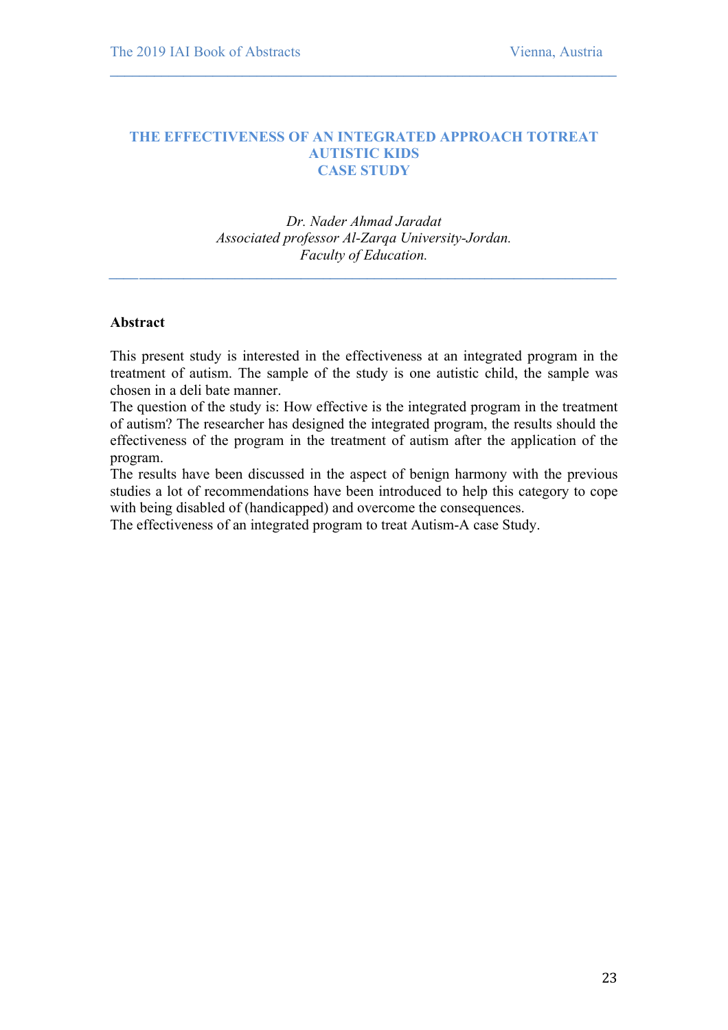# THE EFFECTIVENESS OF AN INTEGRATED APPROACH TOTREAT AUTISTIC KIDS CASE STUDY

*Dr. Nader Ahmad Jaradat*
*Associated professor Al-Zarqa University-Jordan.*
*Faculty of Education.*

**Abstract**

This present study is interested in the effectiveness at an integrated program in the treatment of autism. The sample of the study is one autistic child, the sample was chosen in a deli bate manner.

The question of the study is: How effective is the integrated program in the treatment of autism? The researcher has designed the integrated program, the results should the effectiveness of the program in the treatment of autism after the application of the program.

The results have been discussed in the aspect of benign harmony with the previous studies a lot of recommendations have been introduced to help this category to cope with being disabled of (handicapped) and overcome the consequences.

The effectiveness of an integrated program to treat Autism-A case Study.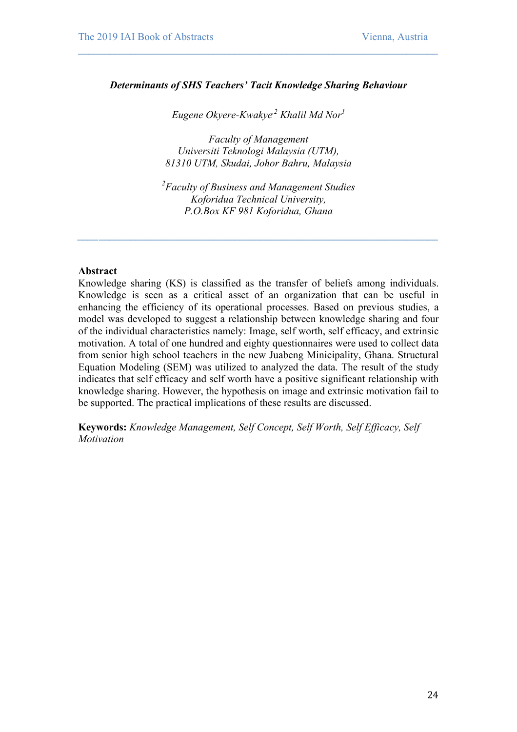***Determinants of SHS Teachers' Tacit Knowledge Sharing Behaviour***

*Eugene Okyere-Kwakye,[2] Khalil Md Nor[1]*

*Faculty of Management*
*Universiti Teknologi Malaysia (UTM),*
*81310 UTM, Skudai, Johor Bahru, Malaysia*

*[2]Faculty of Business and Management Studies*
*Koforidua Technical University,*
*P.O.Box KF 981 Koforidua, Ghana*

---

**Abstract**

Knowledge sharing (KS) is classified as the transfer of beliefs among individuals. Knowledge is seen as a critical asset of an organization that can be useful in enhancing the efficiency of its operational processes. Based on previous studies, a model was developed to suggest a relationship between knowledge sharing and four of the individual characteristics namely: Image, self worth, self efficacy, and extrinsic motivation. A total of one hundred and eighty questionnaires were used to collect data from senior high school teachers in the new Juabeng Minicipality, Ghana. Structural Equation Modeling (SEM) was utilized to analyzed the data. The result of the study indicates that self efficacy and self worth have a positive significant relationship with knowledge sharing. However, the hypothesis on image and extrinsic motivation fail to be supported. The practical implications of these results are discussed.

**Keywords:** *Knowledge Management, Self Concept, Self Worth, Self Efficacy, Self Motivation*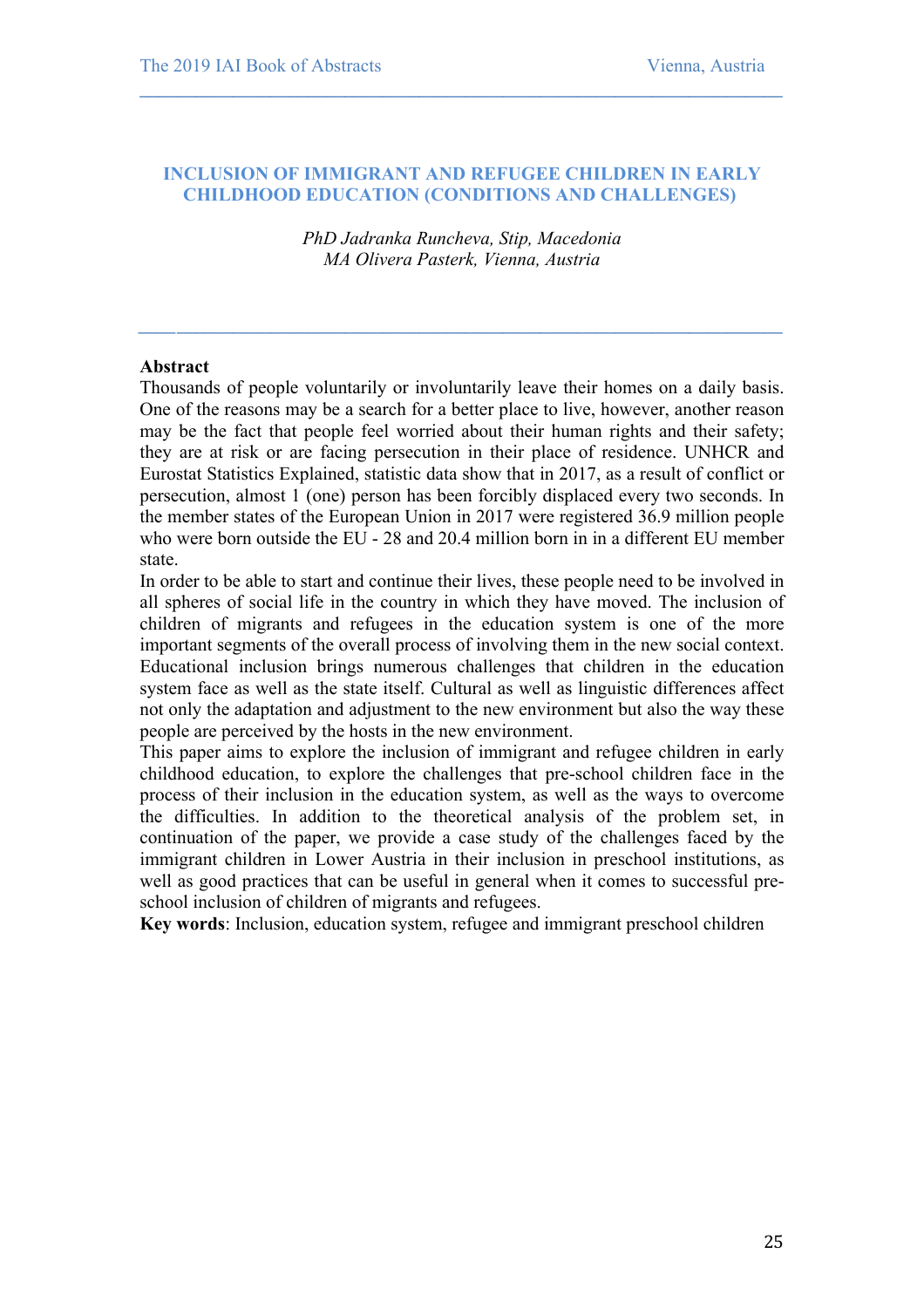## INCLUSION OF IMMIGRANT AND REFUGEE CHILDREN IN EARLY CHILDHOOD EDUCATION (CONDITIONS AND CHALLENGES)

*PhD Jadranka Runcheva, Stip, Macedonia*
*MA Olivera Pasterk, Vienna, Austria*

---

**Abstract**

Thousands of people voluntarily or involuntarily leave their homes on a daily basis. One of the reasons may be a search for a better place to live, however, another reason may be the fact that people feel worried about their human rights and their safety; they are at risk or are facing persecution in their place of residence. UNHCR and Eurostat Statistics Explained, statistic data show that in 2017, as a result of conflict or persecution, almost 1 (one) person has been forcibly displaced every two seconds. In the member states of the European Union in 2017 were registered 36.9 million people who were born outside the EU - 28 and 20.4 million born in in a different EU member state.

In order to be able to start and continue their lives, these people need to be involved in all spheres of social life in the country in which they have moved. The inclusion of children of migrants and refugees in the education system is one of the more important segments of the overall process of involving them in the new social context. Educational inclusion brings numerous challenges that children in the education system face as well as the state itself. Cultural as well as linguistic differences affect not only the adaptation and adjustment to the new environment but also the way these people are perceived by the hosts in the new environment.

This paper aims to explore the inclusion of immigrant and refugee children in early childhood education, to explore the challenges that pre-school children face in the process of their inclusion in the education system, as well as the ways to overcome the difficulties. In addition to the theoretical analysis of the problem set, in continuation of the paper, we provide a case study of the challenges faced by the immigrant children in Lower Austria in their inclusion in preschool institutions, as well as good practices that can be useful in general when it comes to successful pre-school inclusion of children of migrants and refugees.

**Key words**: Inclusion, education system, refugee and immigrant preschool children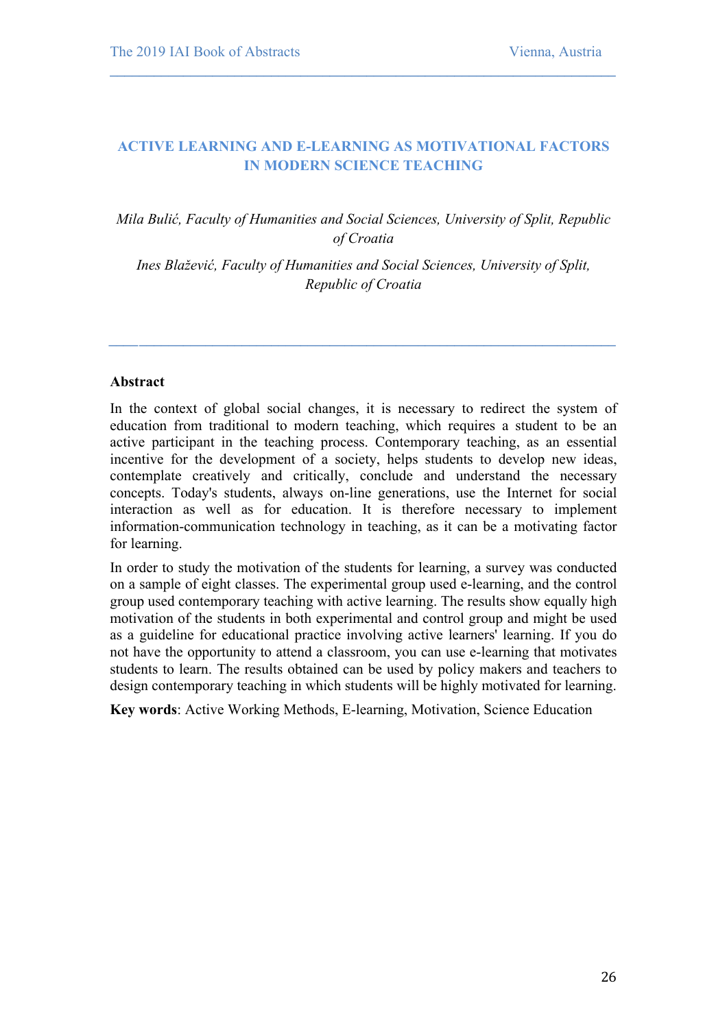# ACTIVE LEARNING AND E-LEARNING AS MOTIVATIONAL FACTORS IN MODERN SCIENCE TEACHING

*Mila Bulić, Faculty of Humanities and Social Sciences, University of Split, Republic of Croatia*

*Ines Blažević, Faculty of Humanities and Social Sciences, University of Split, Republic of Croatia*

## Abstract

In the context of global social changes, it is necessary to redirect the system of education from traditional to modern teaching, which requires a student to be an active participant in the teaching process. Contemporary teaching, as an essential incentive for the development of a society, helps students to develop new ideas, contemplate creatively and critically, conclude and understand the necessary concepts. Today's students, always on-line generations, use the Internet for social interaction as well as for education. It is therefore necessary to implement information-communication technology in teaching, as it can be a motivating factor for learning.

In order to study the motivation of the students for learning, a survey was conducted on a sample of eight classes. The experimental group used e-learning, and the control group used contemporary teaching with active learning. The results show equally high motivation of the students in both experimental and control group and might be used as a guideline for educational practice involving active learners' learning. If you do not have the opportunity to attend a classroom, you can use e-learning that motivates students to learn. The results obtained can be used by policy makers and teachers to design contemporary teaching in which students will be highly motivated for learning.

**Key words**: Active Working Methods, E-learning, Motivation, Science Education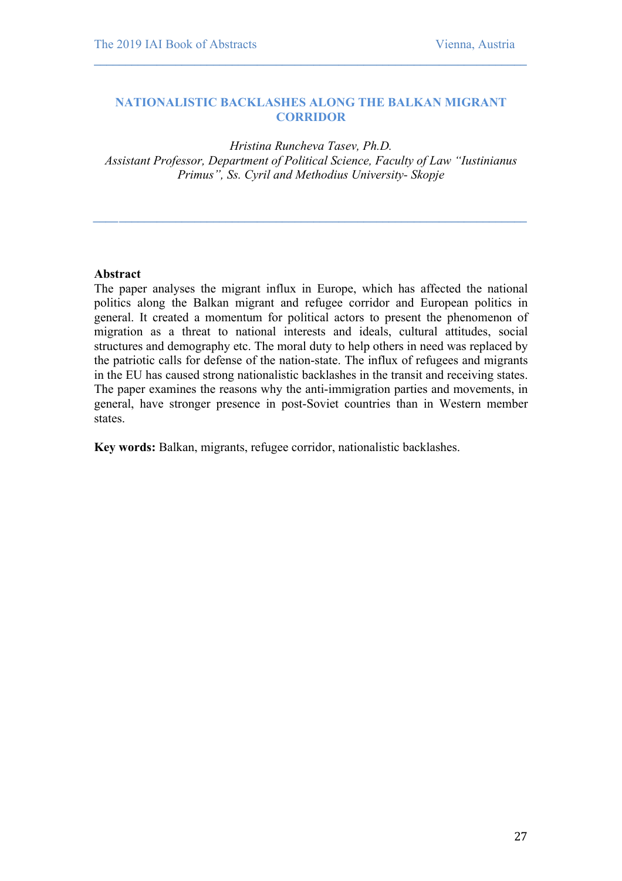# NATIONALISTIC BACKLASHES ALONG THE BALKAN MIGRANT CORRIDOR

*Hristina Runcheva Tasev, Ph.D.*
*Assistant Professor, Department of Political Science, Faculty of Law "Iustinianus Primus", Ss. Cyril and Methodius University- Skopje*

---

**Abstract**

The paper analyses the migrant influx in Europe, which has affected the national politics along the Balkan migrant and refugee corridor and European politics in general. It created a momentum for political actors to present the phenomenon of migration as a threat to national interests and ideals, cultural attitudes, social structures and demography etc. The moral duty to help others in need was replaced by the patriotic calls for defense of the nation-state. The influx of refugees and migrants in the EU has caused strong nationalistic backlashes in the transit and receiving states. The paper examines the reasons why the anti-immigration parties and movements, in general, have stronger presence in post-Soviet countries than in Western member states.

**Key words:** Balkan, migrants, refugee corridor, nationalistic backlashes.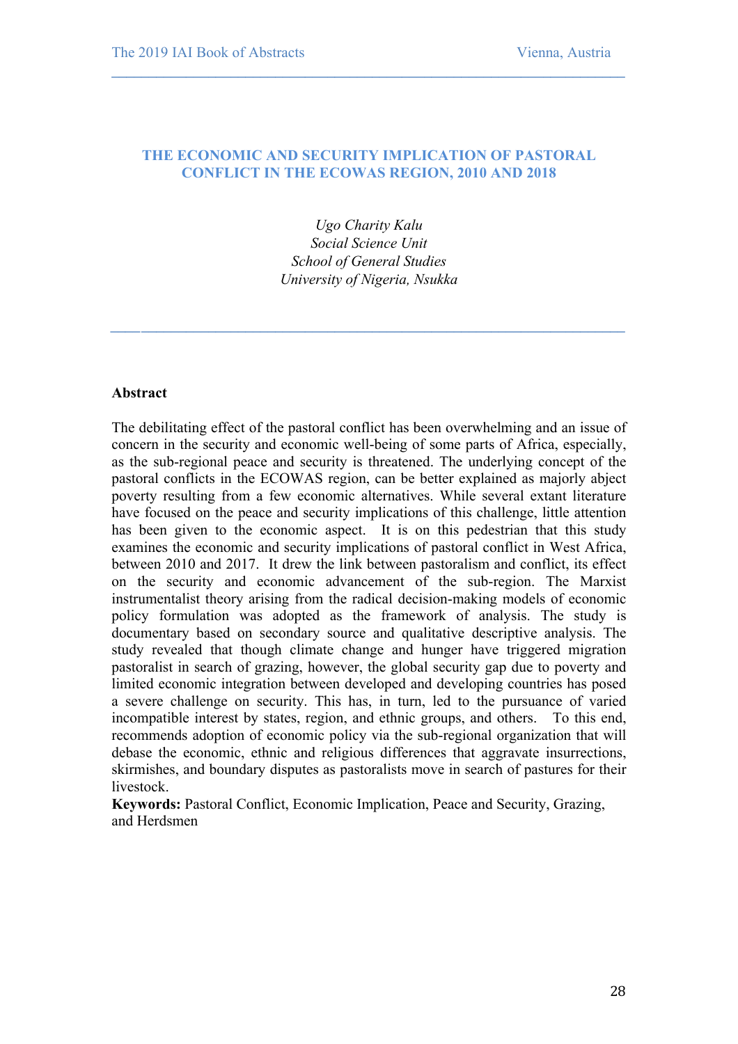# THE ECONOMIC AND SECURITY IMPLICATION OF PASTORAL CONFLICT IN THE ECOWAS REGION, 2010 AND 2018

*Ugo Charity Kalu*
*Social Science Unit*
*School of General Studies*
*University of Nigeria, Nsukka*

---

**Abstract**

The debilitating effect of the pastoral conflict has been overwhelming and an issue of concern in the security and economic well-being of some parts of Africa, especially, as the sub-regional peace and security is threatened. The underlying concept of the pastoral conflicts in the ECOWAS region, can be better explained as majorly abject poverty resulting from a few economic alternatives. While several extant literature have focused on the peace and security implications of this challenge, little attention has been given to the economic aspect. It is on this pedestrian that this study examines the economic and security implications of pastoral conflict in West Africa, between 2010 and 2017. It drew the link between pastoralism and conflict, its effect on the security and economic advancement of the sub-region. The Marxist instrumentalist theory arising from the radical decision-making models of economic policy formulation was adopted as the framework of analysis. The study is documentary based on secondary source and qualitative descriptive analysis. The study revealed that though climate change and hunger have triggered migration pastoralist in search of grazing, however, the global security gap due to poverty and limited economic integration between developed and developing countries has posed a severe challenge on security. This has, in turn, led to the pursuance of varied incompatible interest by states, region, and ethnic groups, and others. To this end, recommends adoption of economic policy via the sub-regional organization that will debase the economic, ethnic and religious differences that aggravate insurrections, skirmishes, and boundary disputes as pastoralists move in search of pastures for their livestock.

**Keywords:** Pastoral Conflict, Economic Implication, Peace and Security, Grazing, and Herdsmen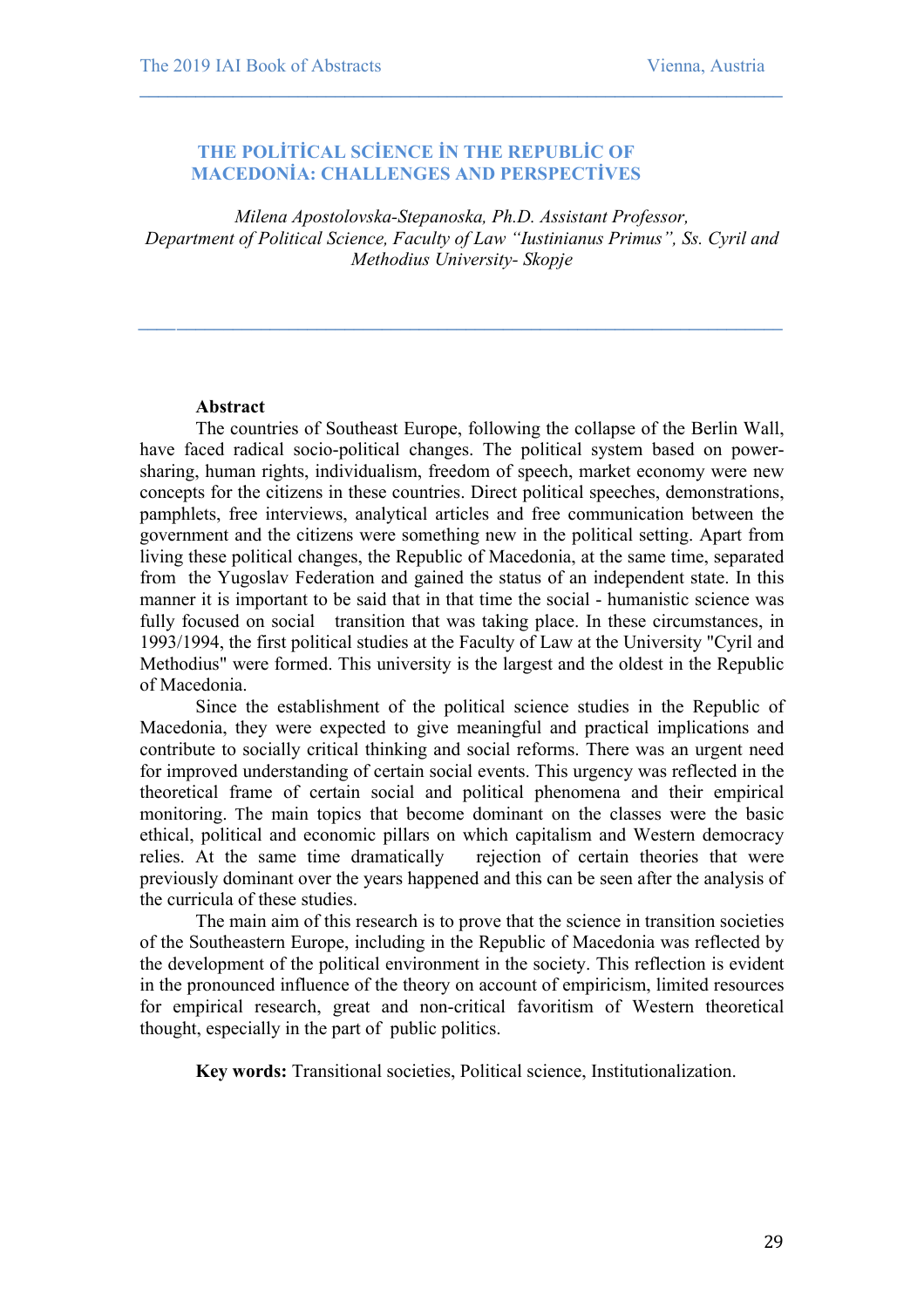# THE POLİTİCAL SCİENCE İN THE REPUBLİC OF MACEDONİA: CHALLENGES AND PERSPECTİVES

*Milena Apostolovska-Stepanoska, Ph.D. Assistant Professor, Department of Political Science, Faculty of Law "Iustinianus Primus", Ss. Cyril and Methodius University- Skopje*

## Abstract

The countries of Southeast Europe, following the collapse of the Berlin Wall, have faced radical socio-political changes. The political system based on power-sharing, human rights, individualism, freedom of speech, market economy were new concepts for the citizens in these countries. Direct political speeches, demonstrations, pamphlets, free interviews, analytical articles and free communication between the government and the citizens were something new in the political setting. Apart from living these political changes, the Republic of Macedonia, at the same time, separated from the Yugoslav Federation and gained the status of an independent state. In this manner it is important to be said that in that time the social - humanistic science was fully focused on social transition that was taking place. In these circumstances, in 1993/1994, the first political studies at the Faculty of Law at the University "Cyril and Methodius" were formed. This university is the largest and the oldest in the Republic of Macedonia.

Since the establishment of the political science studies in the Republic of Macedonia, they were expected to give meaningful and practical implications and contribute to socially critical thinking and social reforms. There was an urgent need for improved understanding of certain social events. This urgency was reflected in the theoretical frame of certain social and political phenomena and their empirical monitoring. The main topics that become dominant on the classes were the basic ethical, political and economic pillars on which capitalism and Western democracy relies. At the same time dramatically rejection of certain theories that were previously dominant over the years happened and this can be seen after the analysis of the curricula of these studies.

The main aim of this research is to prove that the science in transition societies of the Southeastern Europe, including in the Republic of Macedonia was reflected by the development of the political environment in the society. This reflection is evident in the pronounced influence of the theory on account of empiricism, limited resources for empirical research, great and non-critical favoritism of Western theoretical thought, especially in the part of public politics.

**Key words:** Transitional societies, Political science, Institutionalization.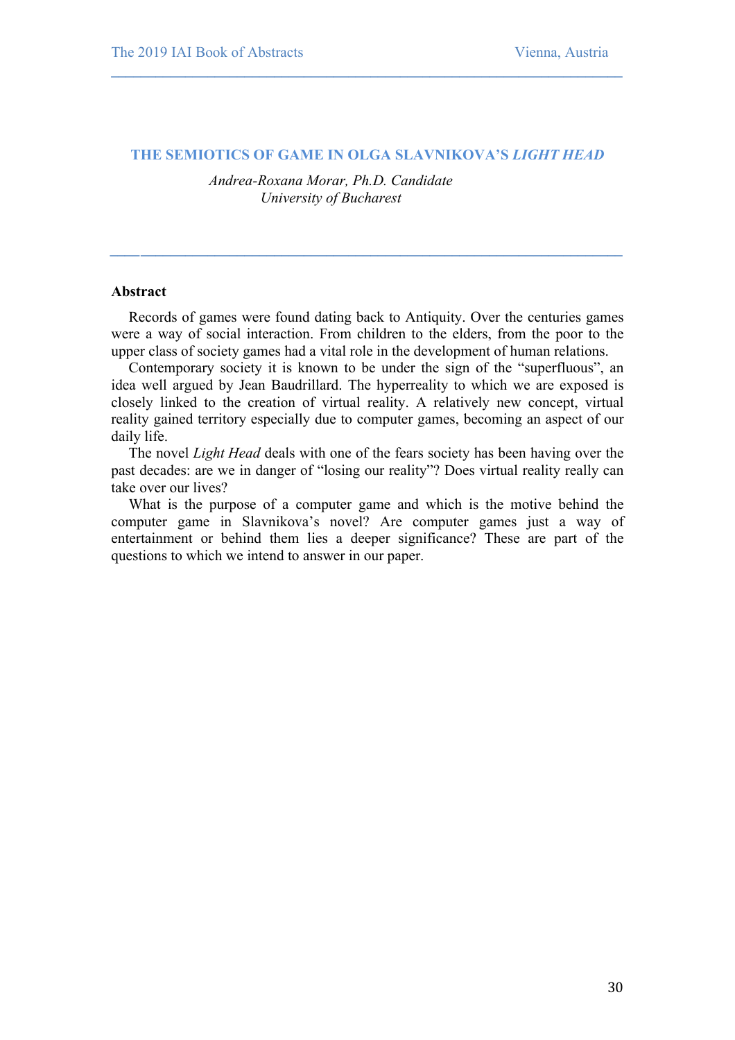## THE SEMIOTICS OF GAME IN OLGA SLAVNIKOVA'S *LIGHT HEAD*

*Andrea-Roxana Morar, Ph.D. Candidate*
*University of Bucharest*

---

**Abstract**

Records of games were found dating back to Antiquity. Over the centuries games were a way of social interaction. From children to the elders, from the poor to the upper class of society games had a vital role in the development of human relations.

Contemporary society it is known to be under the sign of the "superfluous", an idea well argued by Jean Baudrillard. The hyperreality to which we are exposed is closely linked to the creation of virtual reality. A relatively new concept, virtual reality gained territory especially due to computer games, becoming an aspect of our daily life.

The novel *Light Head* deals with one of the fears society has been having over the past decades: are we in danger of "losing our reality"? Does virtual reality really can take over our lives?

What is the purpose of a computer game and which is the motive behind the computer game in Slavnikova's novel? Are computer games just a way of entertainment or behind them lies a deeper significance? These are part of the questions to which we intend to answer in our paper.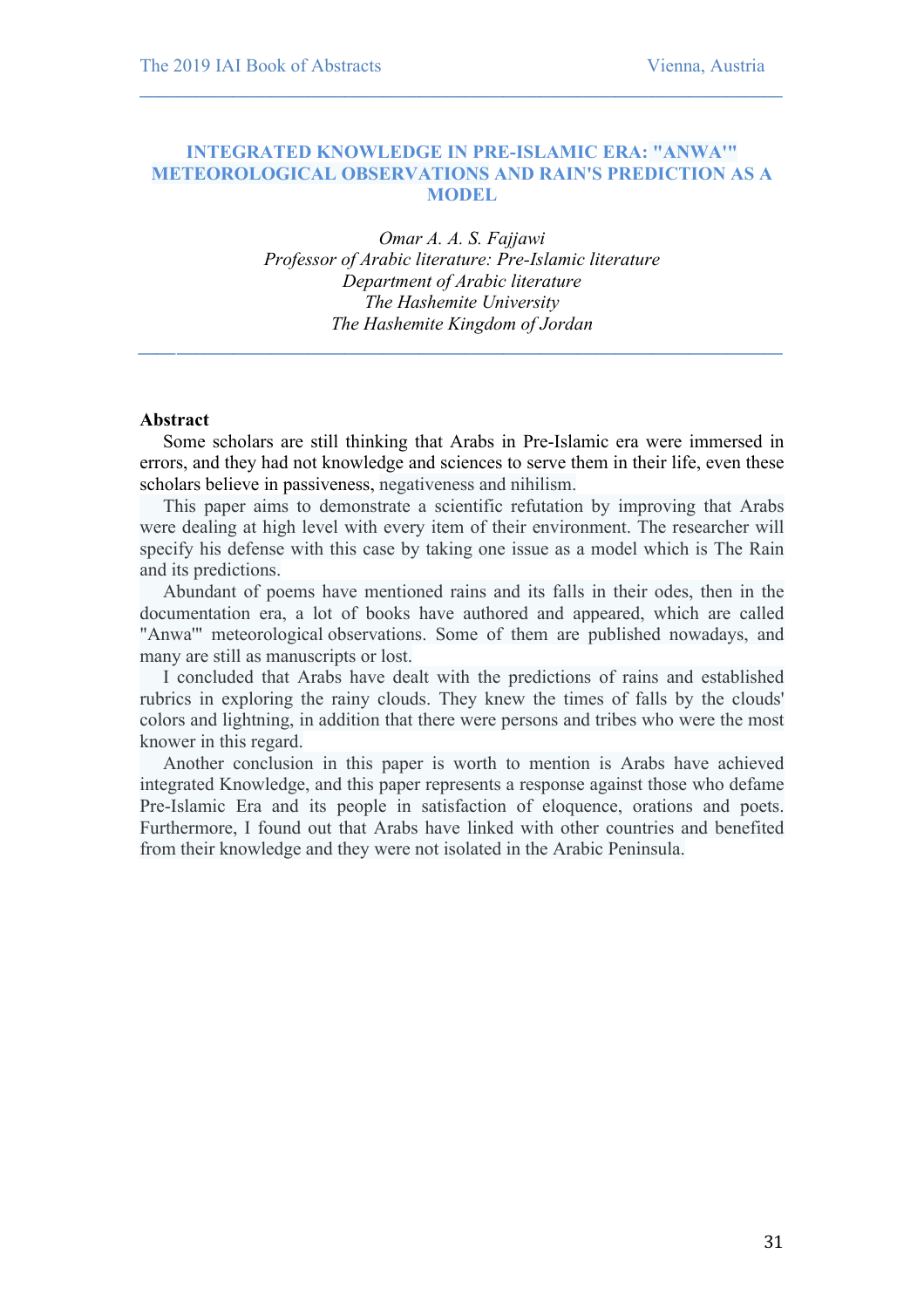# INTEGRATED KNOWLEDGE IN PRE-ISLAMIC ERA: "ANWA'" METEOROLOGICAL OBSERVATIONS AND RAIN'S PREDICTION AS A MODEL

*Omar A. A. S. Fajjawi*
*Professor of Arabic literature: Pre-Islamic literature*
*Department of Arabic literature*
*The Hashemite University*
*The Hashemite Kingdom of Jordan*

---

**Abstract**

Some scholars are still thinking that Arabs in Pre-Islamic era were immersed in errors, and they had not knowledge and sciences to serve them in their life, even these scholars believe in passiveness, negativeness and nihilism.

This paper aims to demonstrate a scientific refutation by improving that Arabs were dealing at high level with every item of their environment. The researcher will specify his defense with this case by taking one issue as a model which is The Rain and its predictions.

Abundant of poems have mentioned rains and its falls in their odes, then in the documentation era, a lot of books have authored and appeared, which are called "Anwa'" meteorological observations. Some of them are published nowadays, and many are still as manuscripts or lost.

I concluded that Arabs have dealt with the predictions of rains and established rubrics in exploring the rainy clouds. They knew the times of falls by the clouds' colors and lightning, in addition that there were persons and tribes who were the most knower in this regard.

Another conclusion in this paper is worth to mention is Arabs have achieved integrated Knowledge, and this paper represents a response against those who defame Pre-Islamic Era and its people in satisfaction of eloquence, orations and poets. Furthermore, I found out that Arabs have linked with other countries and benefited from their knowledge and they were not isolated in the Arabic Peninsula.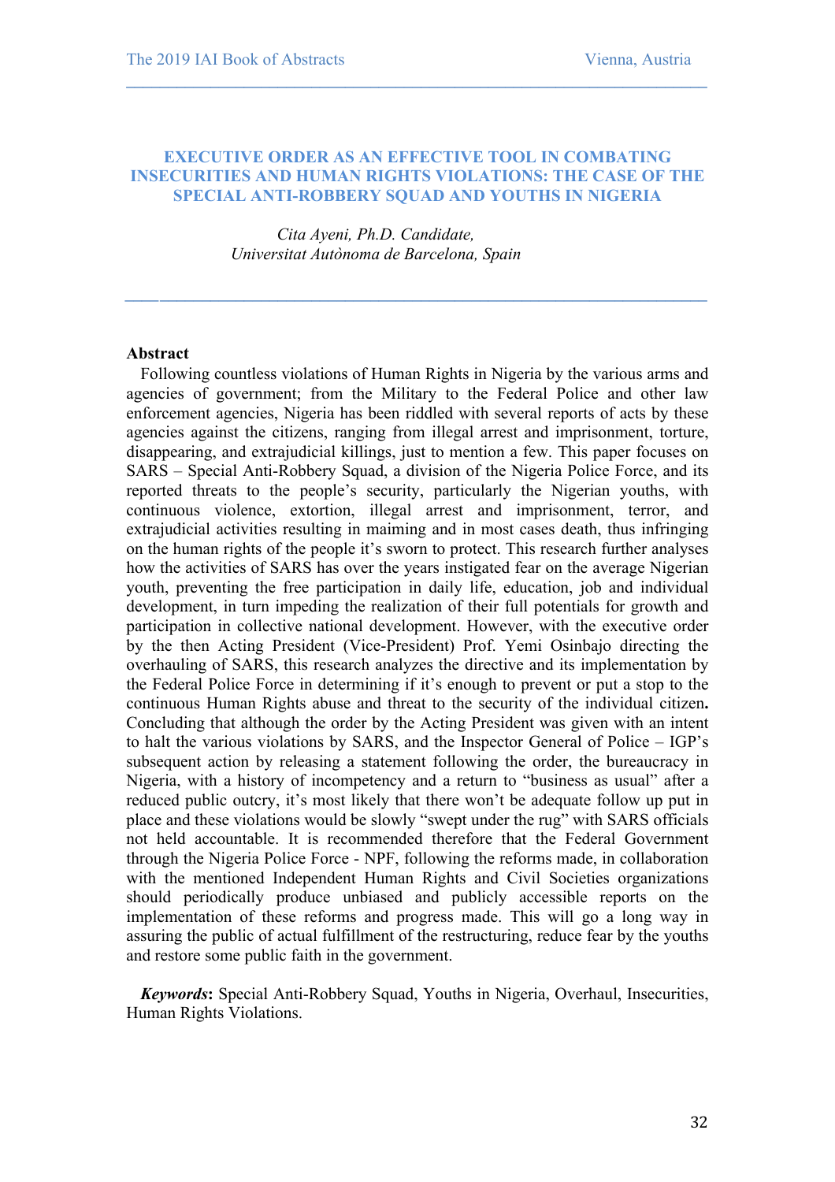# EXECUTIVE ORDER AS AN EFFECTIVE TOOL IN COMBATING INSECURITIES AND HUMAN RIGHTS VIOLATIONS: THE CASE OF THE SPECIAL ANTI-ROBBERY SQUAD AND YOUTHS IN NIGERIA

*Cita Ayeni, Ph.D. Candidate,*
*Universitat Autònoma de Barcelona, Spain*

---

**Abstract**

Following countless violations of Human Rights in Nigeria by the various arms and agencies of government; from the Military to the Federal Police and other law enforcement agencies, Nigeria has been riddled with several reports of acts by these agencies against the citizens, ranging from illegal arrest and imprisonment, torture, disappearing, and extrajudicial killings, just to mention a few. This paper focuses on SARS – Special Anti-Robbery Squad, a division of the Nigeria Police Force, and its reported threats to the people's security, particularly the Nigerian youths, with continuous violence, extortion, illegal arrest and imprisonment, terror, and extrajudicial activities resulting in maiming and in most cases death, thus infringing on the human rights of the people it's sworn to protect. This research further analyses how the activities of SARS has over the years instigated fear on the average Nigerian youth, preventing the free participation in daily life, education, job and individual development, in turn impeding the realization of their full potentials for growth and participation in collective national development. However, with the executive order by the then Acting President (Vice-President) Prof. Yemi Osinbajo directing the overhauling of SARS, this research analyzes the directive and its implementation by the Federal Police Force in determining if it's enough to prevent or put a stop to the continuous Human Rights abuse and threat to the security of the individual citizen**.** Concluding that although the order by the Acting President was given with an intent to halt the various violations by SARS, and the Inspector General of Police – IGP's subsequent action by releasing a statement following the order, the bureaucracy in Nigeria, with a history of incompetency and a return to "business as usual" after a reduced public outcry, it's most likely that there won't be adequate follow up put in place and these violations would be slowly "swept under the rug" with SARS officials not held accountable. It is recommended therefore that the Federal Government through the Nigeria Police Force - NPF, following the reforms made, in collaboration with the mentioned Independent Human Rights and Civil Societies organizations should periodically produce unbiased and publicly accessible reports on the implementation of these reforms and progress made. This will go a long way in assuring the public of actual fulfillment of the restructuring, reduce fear by the youths and restore some public faith in the government.

***Keywords*****:** Special Anti-Robbery Squad, Youths in Nigeria, Overhaul, Insecurities, Human Rights Violations.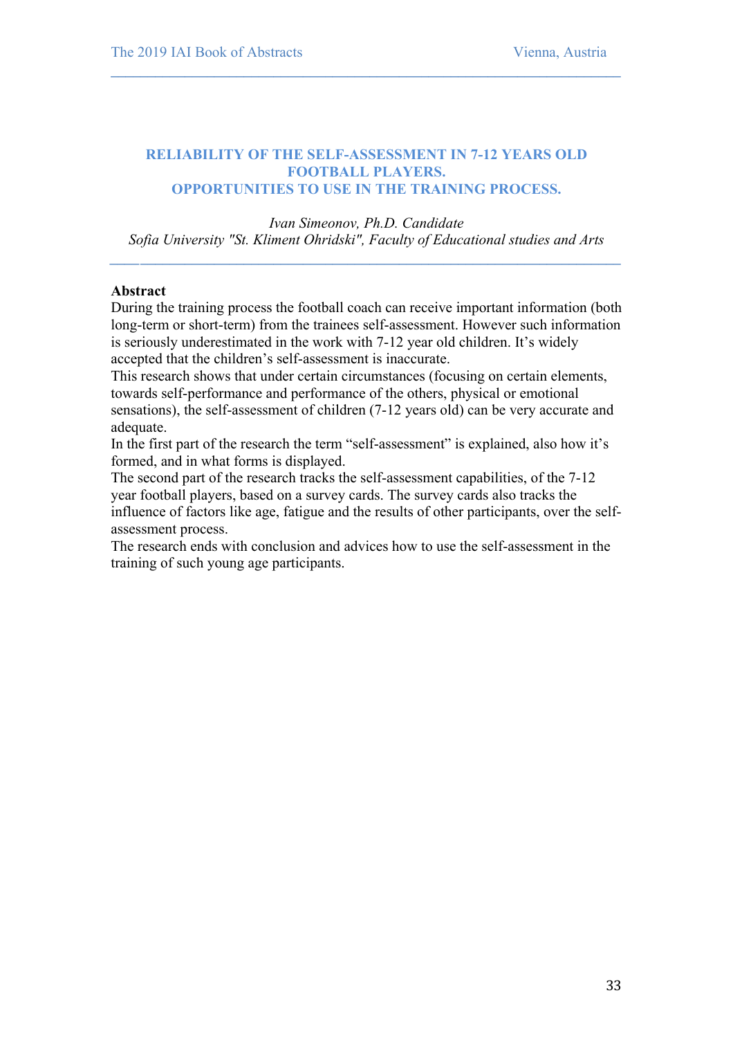# RELIABILITY OF THE SELF-ASSESSMENT IN 7-12 YEARS OLD FOOTBALL PLAYERS.
# OPPORTUNITIES TO USE IN THE TRAINING PROCESS.

*Ivan Simeonov, Ph.D. Candidate*
*Sofia University "St. Kliment Ohridski", Faculty of Educational studies and Arts*

---

**Abstract**

During the training process the football coach can receive important information (both long-term or short-term) from the trainees self-assessment. However such information is seriously underestimated in the work with 7-12 year old children. It's widely accepted that the children's self-assessment is inaccurate.

This research shows that under certain circumstances (focusing on certain elements, towards self-performance and performance of the others, physical or emotional sensations), the self-assessment of children (7-12 years old) can be very accurate and adequate.

In the first part of the research the term "self-assessment" is explained, also how it's formed, and in what forms is displayed.

The second part of the research tracks the self-assessment capabilities, of the 7-12 year football players, based on a survey cards. The survey cards also tracks the influence of factors like age, fatigue and the results of other participants, over the self-assessment process.

The research ends with conclusion and advices how to use the self-assessment in the training of such young age participants.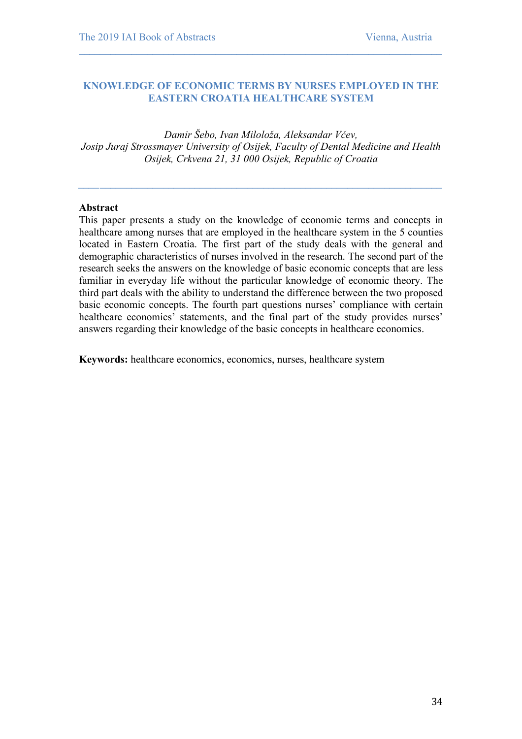# KNOWLEDGE OF ECONOMIC TERMS BY NURSES EMPLOYED IN THE EASTERN CROATIA HEALTHCARE SYSTEM

*Damir Šebo, Ivan Miloloža, Aleksandar Včev,*
*Josip Juraj Strossmayer University of Osijek, Faculty of Dental Medicine and Health Osijek, Crkvena 21, 31 000 Osijek, Republic of Croatia*

---

**Abstract**

This paper presents a study on the knowledge of economic terms and concepts in healthcare among nurses that are employed in the healthcare system in the 5 counties located in Eastern Croatia. The first part of the study deals with the general and demographic characteristics of nurses involved in the research. The second part of the research seeks the answers on the knowledge of basic economic concepts that are less familiar in everyday life without the particular knowledge of economic theory. The third part deals with the ability to understand the difference between the two proposed basic economic concepts. The fourth part questions nurses' compliance with certain healthcare economics' statements, and the final part of the study provides nurses' answers regarding their knowledge of the basic concepts in healthcare economics.

**Keywords:** healthcare economics, economics, nurses, healthcare system